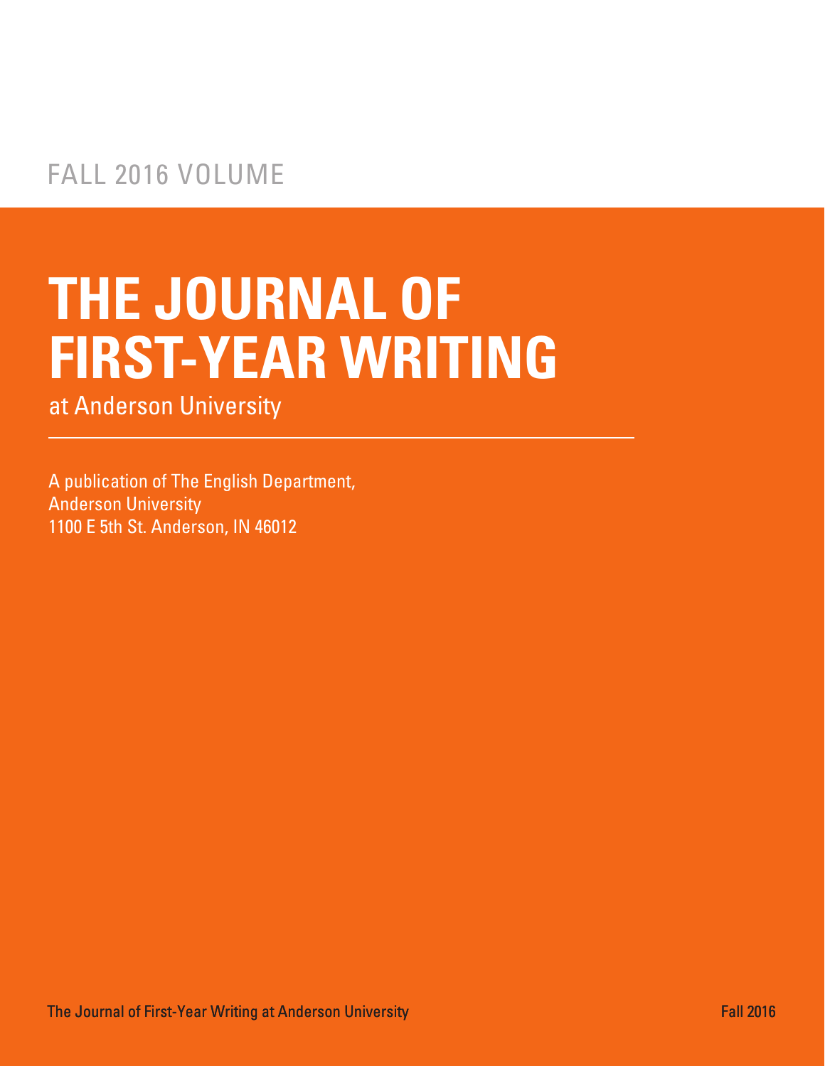FALL 2016 VOLUME

# THE JOURNAL OF FIRST-YEAR WRITING

at Anderson University

A publication of The English Department,
Anderson University
1100 E 5th St. Anderson, IN 46012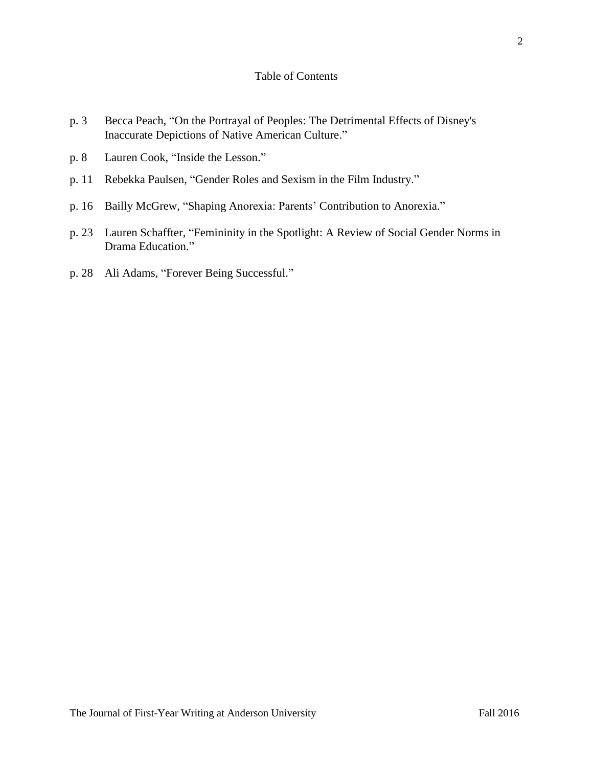# Table of Contents

p. 3 Becca Peach, "On the Portrayal of Peoples: The Detrimental Effects of Disney's Inaccurate Depictions of Native American Culture."

p. 8 Lauren Cook, "Inside the Lesson."

p. 11 Rebekka Paulsen, "Gender Roles and Sexism in the Film Industry."

p. 16 Bailly McGrew, "Shaping Anorexia: Parents' Contribution to Anorexia."

p. 23 Lauren Schaffter, "Femininity in the Spotlight: A Review of Social Gender Norms in Drama Education."

p. 28 Ali Adams, "Forever Being Successful."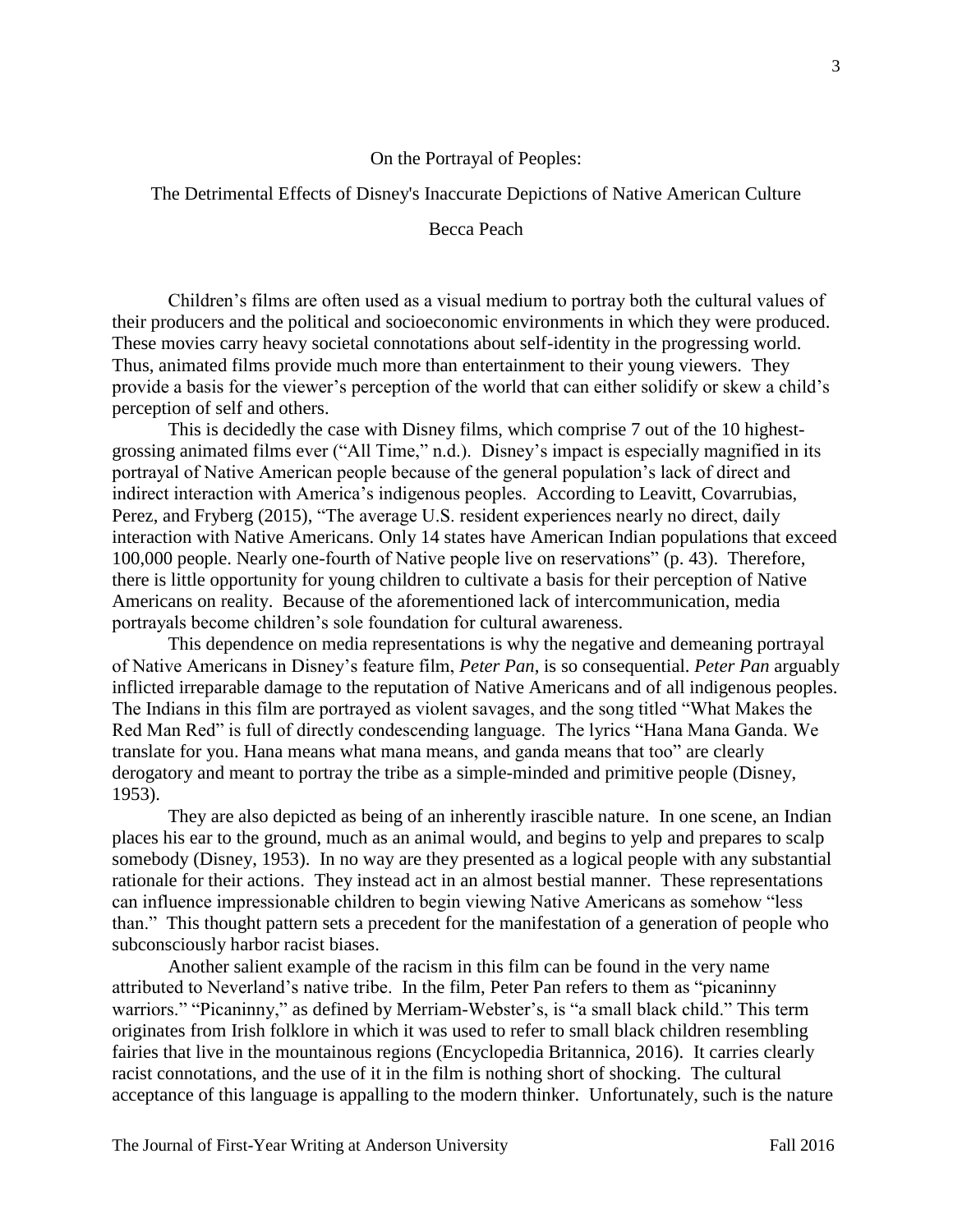# On the Portrayal of Peoples:

## The Detrimental Effects of Disney's Inaccurate Depictions of Native American Culture

Becca Peach

Children's films are often used as a visual medium to portray both the cultural values of their producers and the political and socioeconomic environments in which they were produced. These movies carry heavy societal connotations about self-identity in the progressing world. Thus, animated films provide much more than entertainment to their young viewers. They provide a basis for the viewer's perception of the world that can either solidify or skew a child's perception of self and others.

This is decidedly the case with Disney films, which comprise 7 out of the 10 highest-grossing animated films ever ("All Time," n.d.). Disney's impact is especially magnified in its portrayal of Native American people because of the general population's lack of direct and indirect interaction with America's indigenous peoples. According to Leavitt, Covarrubias, Perez, and Fryberg (2015), "The average U.S. resident experiences nearly no direct, daily interaction with Native Americans. Only 14 states have American Indian populations that exceed 100,000 people. Nearly one-fourth of Native people live on reservations" (p. 43). Therefore, there is little opportunity for young children to cultivate a basis for their perception of Native Americans on reality. Because of the aforementioned lack of intercommunication, media portrayals become children's sole foundation for cultural awareness.

This dependence on media representations is why the negative and demeaning portrayal of Native Americans in Disney's feature film, *Peter Pan*, is so consequential. *Peter Pan* arguably inflicted irreparable damage to the reputation of Native Americans and of all indigenous peoples. The Indians in this film are portrayed as violent savages, and the song titled "What Makes the Red Man Red" is full of directly condescending language. The lyrics "Hana Mana Ganda. We translate for you. Hana means what mana means, and ganda means that too" are clearly derogatory and meant to portray the tribe as a simple-minded and primitive people (Disney, 1953).

They are also depicted as being of an inherently irascible nature. In one scene, an Indian places his ear to the ground, much as an animal would, and begins to yelp and prepares to scalp somebody (Disney, 1953). In no way are they presented as a logical people with any substantial rationale for their actions. They instead act in an almost bestial manner. These representations can influence impressionable children to begin viewing Native Americans as somehow "less than." This thought pattern sets a precedent for the manifestation of a generation of people who subconsciously harbor racist biases.

Another salient example of the racism in this film can be found in the very name attributed to Neverland's native tribe. In the film, Peter Pan refers to them as "picaninny warriors." "Picaninny," as defined by Merriam-Webster's, is "a small black child." This term originates from Irish folklore in which it was used to refer to small black children resembling fairies that live in the mountainous regions (Encyclopedia Britannica, 2016). It carries clearly racist connotations, and the use of it in the film is nothing short of shocking. The cultural acceptance of this language is appalling to the modern thinker. Unfortunately, such is the nature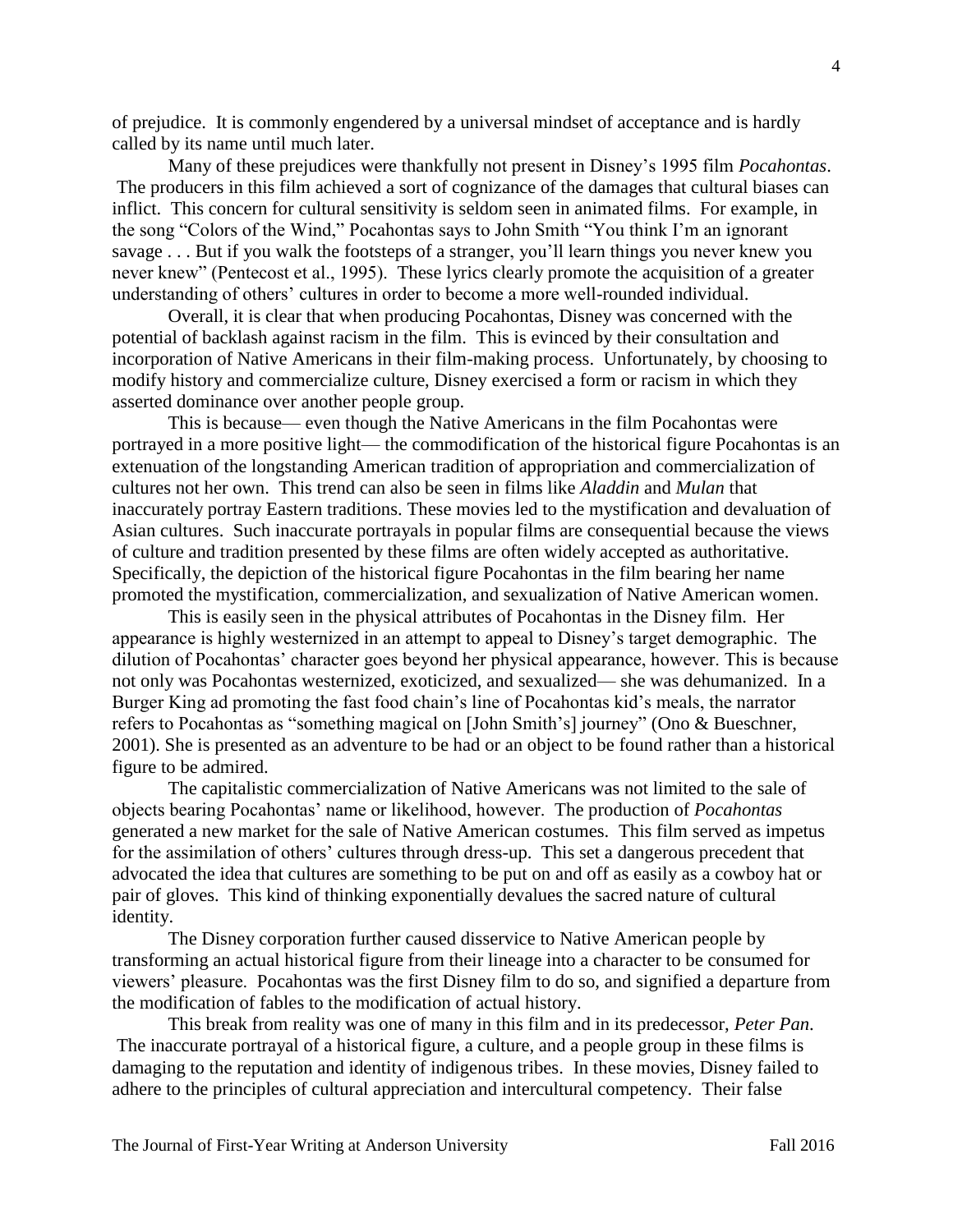of prejudice. It is commonly engendered by a universal mindset of acceptance and is hardly called by its name until much later.

Many of these prejudices were thankfully not present in Disney's 1995 film *Pocahontas*. The producers in this film achieved a sort of cognizance of the damages that cultural biases can inflict. This concern for cultural sensitivity is seldom seen in animated films. For example, in the song "Colors of the Wind," Pocahontas says to John Smith "You think I'm an ignorant savage . . . But if you walk the footsteps of a stranger, you'll learn things you never knew you never knew" (Pentecost et al., 1995). These lyrics clearly promote the acquisition of a greater understanding of others' cultures in order to become a more well-rounded individual.

Overall, it is clear that when producing Pocahontas, Disney was concerned with the potential of backlash against racism in the film. This is evinced by their consultation and incorporation of Native Americans in their film-making process. Unfortunately, by choosing to modify history and commercialize culture, Disney exercised a form or racism in which they asserted dominance over another people group.

This is because— even though the Native Americans in the film Pocahontas were portrayed in a more positive light— the commodification of the historical figure Pocahontas is an extenuation of the longstanding American tradition of appropriation and commercialization of cultures not her own. This trend can also be seen in films like *Aladdin* and *Mulan* that inaccurately portray Eastern traditions. These movies led to the mystification and devaluation of Asian cultures. Such inaccurate portrayals in popular films are consequential because the views of culture and tradition presented by these films are often widely accepted as authoritative. Specifically, the depiction of the historical figure Pocahontas in the film bearing her name promoted the mystification, commercialization, and sexualization of Native American women.

This is easily seen in the physical attributes of Pocahontas in the Disney film. Her appearance is highly westernized in an attempt to appeal to Disney's target demographic. The dilution of Pocahontas' character goes beyond her physical appearance, however. This is because not only was Pocahontas westernized, exoticized, and sexualized— she was dehumanized. In a Burger King ad promoting the fast food chain's line of Pocahontas kid's meals, the narrator refers to Pocahontas as "something magical on [John Smith's] journey" (Ono & Bueschner, 2001). She is presented as an adventure to be had or an object to be found rather than a historical figure to be admired.

The capitalistic commercialization of Native Americans was not limited to the sale of objects bearing Pocahontas' name or likelihood, however. The production of *Pocahontas* generated a new market for the sale of Native American costumes. This film served as impetus for the assimilation of others' cultures through dress-up. This set a dangerous precedent that advocated the idea that cultures are something to be put on and off as easily as a cowboy hat or pair of gloves. This kind of thinking exponentially devalues the sacred nature of cultural identity.

The Disney corporation further caused disservice to Native American people by transforming an actual historical figure from their lineage into a character to be consumed for viewers' pleasure. Pocahontas was the first Disney film to do so, and signified a departure from the modification of fables to the modification of actual history.

This break from reality was one of many in this film and in its predecessor, *Peter Pan*. The inaccurate portrayal of a historical figure, a culture, and a people group in these films is damaging to the reputation and identity of indigenous tribes. In these movies, Disney failed to adhere to the principles of cultural appreciation and intercultural competency. Their false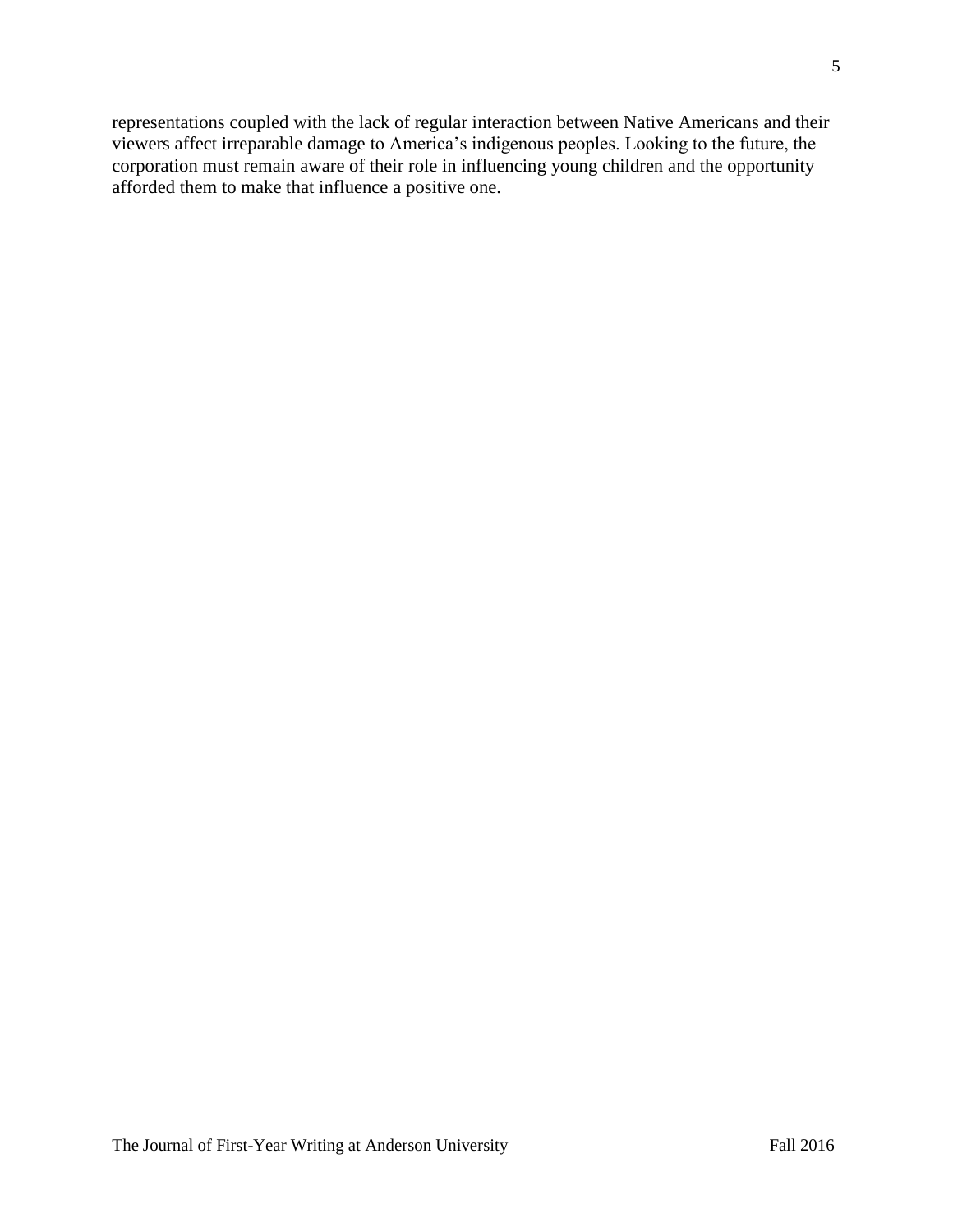representations coupled with the lack of regular interaction between Native Americans and their viewers affect irreparable damage to America's indigenous peoples. Looking to the future, the corporation must remain aware of their role in influencing young children and the opportunity afforded them to make that influence a positive one.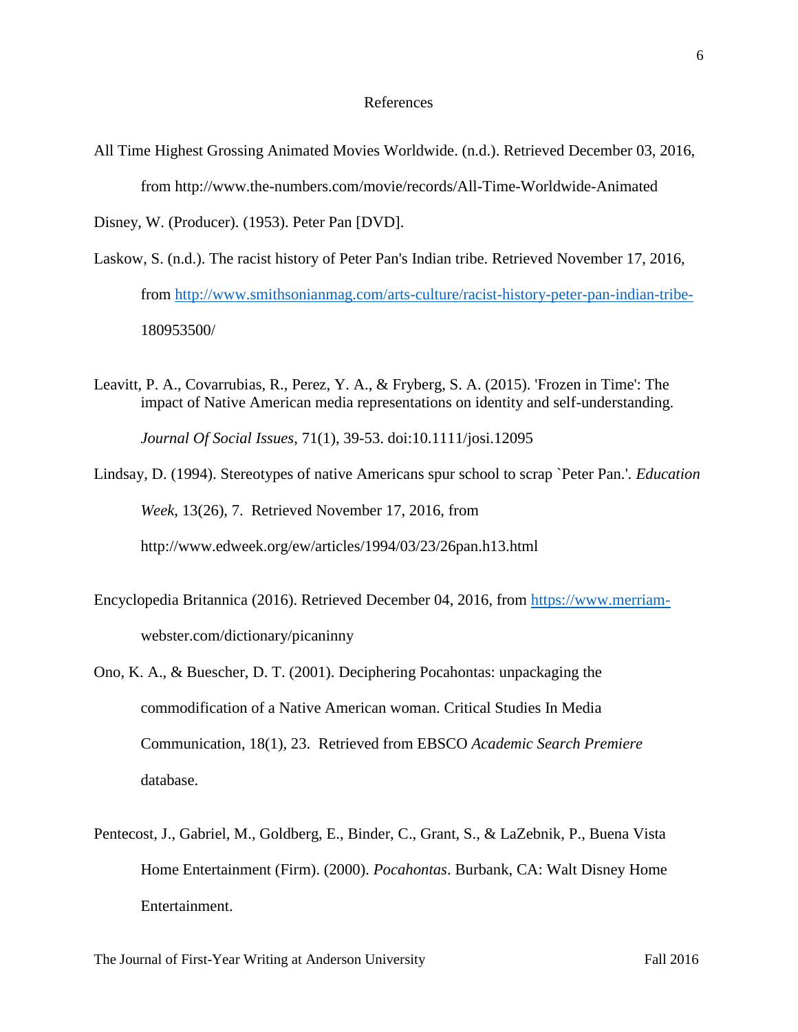# References

All Time Highest Grossing Animated Movies Worldwide. (n.d.). Retrieved December 03, 2016, from http://www.the-numbers.com/movie/records/All-Time-Worldwide-Animated

Disney, W. (Producer). (1953). Peter Pan [DVD].

Laskow, S. (n.d.). The racist history of Peter Pan's Indian tribe. Retrieved November 17, 2016, from http://www.smithsonianmag.com/arts-culture/racist-history-peter-pan-indian-tribe-180953500/

Leavitt, P. A., Covarrubias, R., Perez, Y. A., & Fryberg, S. A. (2015). 'Frozen in Time': The impact of Native American media representations on identity and self-understanding. *Journal Of Social Issues*, 71(1), 39-53. doi:10.1111/josi.12095

Lindsay, D. (1994). Stereotypes of native Americans spur school to scrap `Peter Pan.'. *Education Week*, 13(26), 7. Retrieved November 17, 2016, from http://www.edweek.org/ew/articles/1994/03/23/26pan.h13.html

Encyclopedia Britannica (2016). Retrieved December 04, 2016, from https://www.merriam-webster.com/dictionary/picaninny

Ono, K. A., & Buescher, D. T. (2001). Deciphering Pocahontas: unpackaging the commodification of a Native American woman. Critical Studies In Media Communication, 18(1), 23. Retrieved from EBSCO *Academic Search Premiere* database.

Pentecost, J., Gabriel, M., Goldberg, E., Binder, C., Grant, S., & LaZebnik, P., Buena Vista Home Entertainment (Firm). (2000). *Pocahontas*. Burbank, CA: Walt Disney Home Entertainment.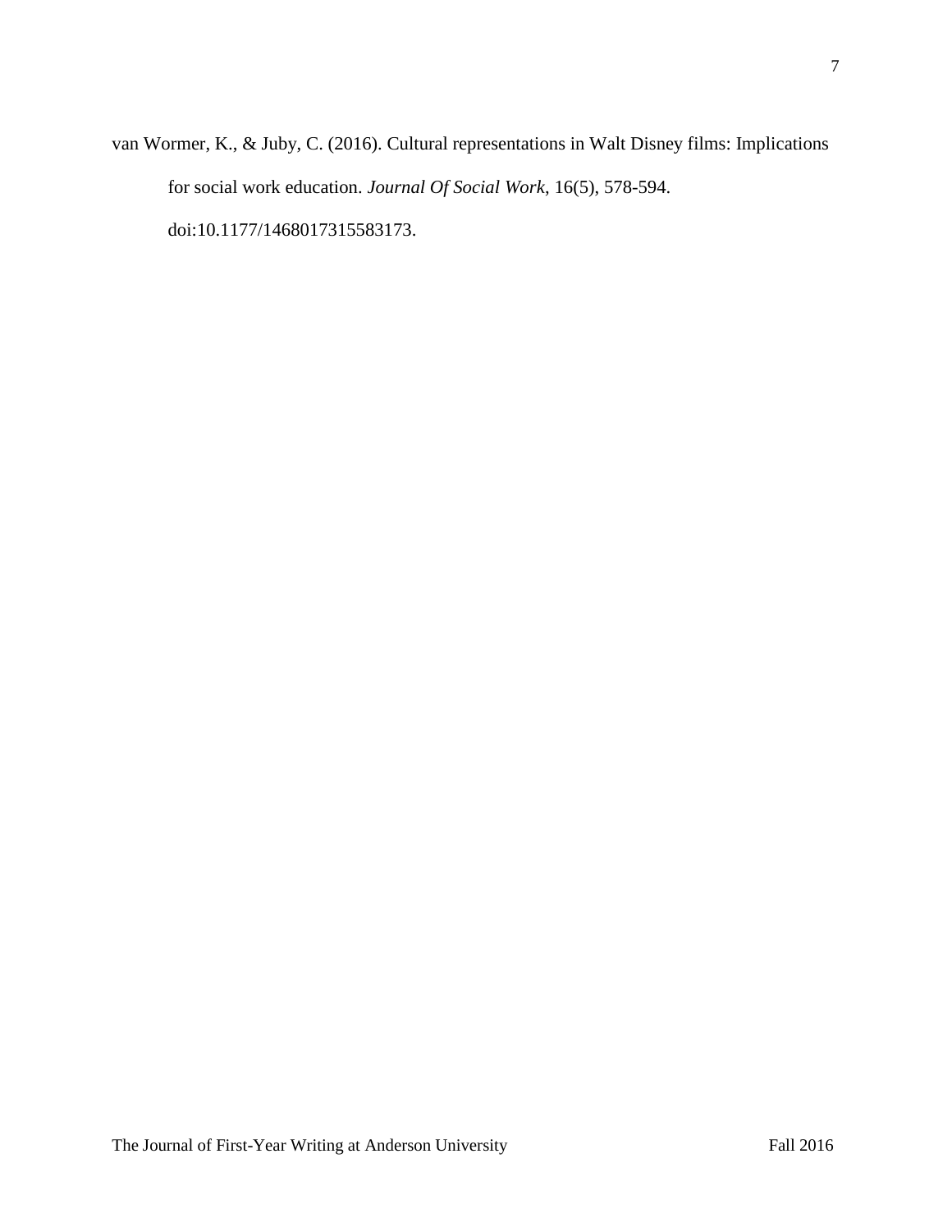van Wormer, K., & Juby, C. (2016). Cultural representations in Walt Disney films: Implications for social work education. *Journal Of Social Work*, 16(5), 578-594. doi:10.1177/1468017315583173.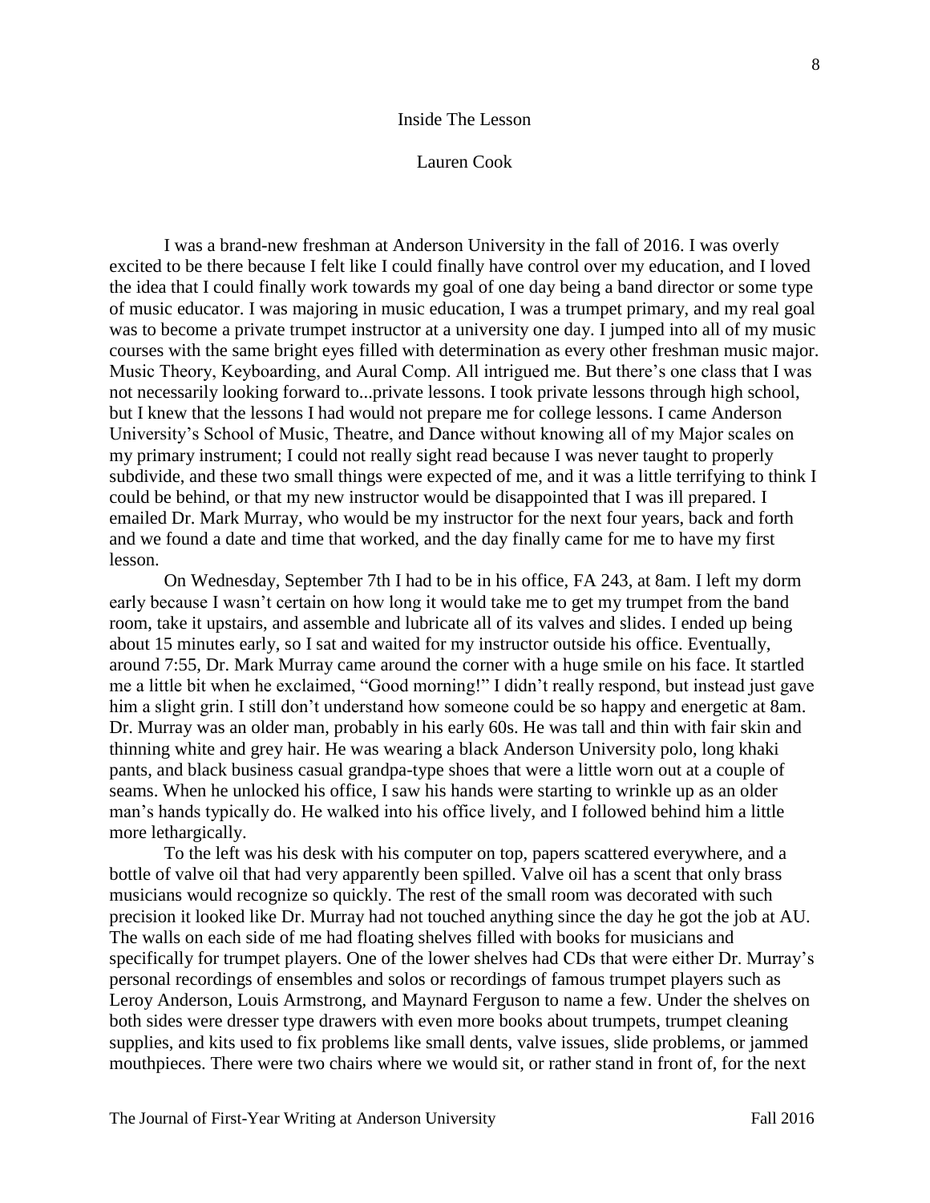# Inside The Lesson

Lauren Cook

I was a brand-new freshman at Anderson University in the fall of 2016. I was overly excited to be there because I felt like I could finally have control over my education, and I loved the idea that I could finally work towards my goal of one day being a band director or some type of music educator. I was majoring in music education, I was a trumpet primary, and my real goal was to become a private trumpet instructor at a university one day. I jumped into all of my music courses with the same bright eyes filled with determination as every other freshman music major. Music Theory, Keyboarding, and Aural Comp. All intrigued me. But there's one class that I was not necessarily looking forward to...private lessons. I took private lessons through high school, but I knew that the lessons I had would not prepare me for college lessons. I came Anderson University's School of Music, Theatre, and Dance without knowing all of my Major scales on my primary instrument; I could not really sight read because I was never taught to properly subdivide, and these two small things were expected of me, and it was a little terrifying to think I could be behind, or that my new instructor would be disappointed that I was ill prepared. I emailed Dr. Mark Murray, who would be my instructor for the next four years, back and forth and we found a date and time that worked, and the day finally came for me to have my first lesson.

On Wednesday, September 7th I had to be in his office, FA 243, at 8am. I left my dorm early because I wasn't certain on how long it would take me to get my trumpet from the band room, take it upstairs, and assemble and lubricate all of its valves and slides. I ended up being about 15 minutes early, so I sat and waited for my instructor outside his office. Eventually, around 7:55, Dr. Mark Murray came around the corner with a huge smile on his face. It startled me a little bit when he exclaimed, "Good morning!" I didn't really respond, but instead just gave him a slight grin. I still don't understand how someone could be so happy and energetic at 8am. Dr. Murray was an older man, probably in his early 60s. He was tall and thin with fair skin and thinning white and grey hair. He was wearing a black Anderson University polo, long khaki pants, and black business casual grandpa-type shoes that were a little worn out at a couple of seams. When he unlocked his office, I saw his hands were starting to wrinkle up as an older man's hands typically do. He walked into his office lively, and I followed behind him a little more lethargically.

To the left was his desk with his computer on top, papers scattered everywhere, and a bottle of valve oil that had very apparently been spilled. Valve oil has a scent that only brass musicians would recognize so quickly. The rest of the small room was decorated with such precision it looked like Dr. Murray had not touched anything since the day he got the job at AU. The walls on each side of me had floating shelves filled with books for musicians and specifically for trumpet players. One of the lower shelves had CDs that were either Dr. Murray's personal recordings of ensembles and solos or recordings of famous trumpet players such as Leroy Anderson, Louis Armstrong, and Maynard Ferguson to name a few. Under the shelves on both sides were dresser type drawers with even more books about trumpets, trumpet cleaning supplies, and kits used to fix problems like small dents, valve issues, slide problems, or jammed mouthpieces. There were two chairs where we would sit, or rather stand in front of, for the next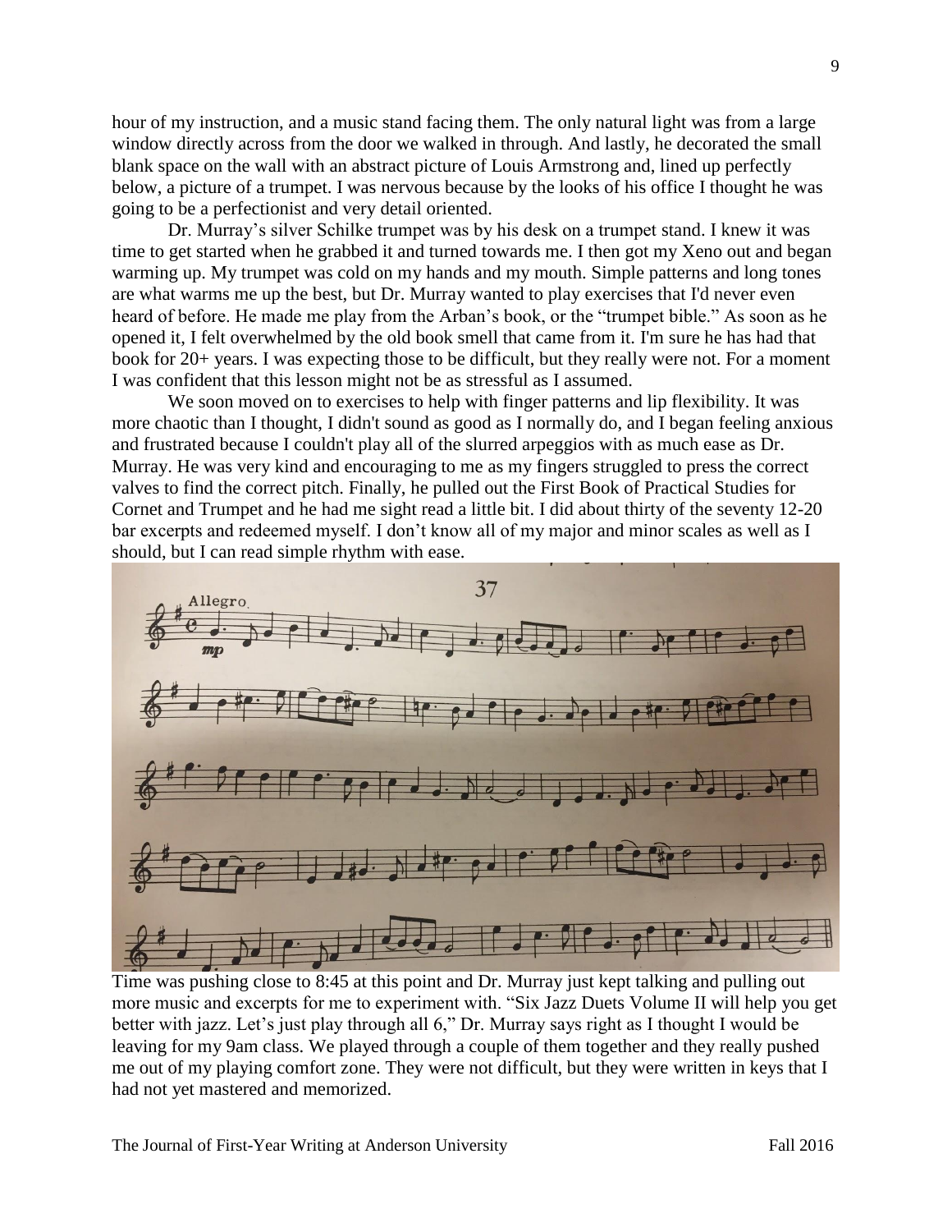hour of my instruction, and a music stand facing them. The only natural light was from a large window directly across from the door we walked in through. And lastly, he decorated the small blank space on the wall with an abstract picture of Louis Armstrong and, lined up perfectly below, a picture of a trumpet. I was nervous because by the looks of his office I thought he was going to be a perfectionist and very detail oriented.

Dr. Murray's silver Schilke trumpet was by his desk on a trumpet stand. I knew it was time to get started when he grabbed it and turned towards me. I then got my Xeno out and began warming up. My trumpet was cold on my hands and my mouth. Simple patterns and long tones are what warms me up the best, but Dr. Murray wanted to play exercises that I'd never even heard of before. He made me play from the Arban's book, or the "trumpet bible." As soon as he opened it, I felt overwhelmed by the old book smell that came from it. I'm sure he has had that book for 20+ years. I was expecting those to be difficult, but they really were not. For a moment I was confident that this lesson might not be as stressful as I assumed.

We soon moved on to exercises to help with finger patterns and lip flexibility. It was more chaotic than I thought, I didn't sound as good as I normally do, and I began feeling anxious and frustrated because I couldn't play all of the slurred arpeggios with as much ease as Dr. Murray. He was very kind and encouraging to me as my fingers struggled to press the correct valves to find the correct pitch. Finally, he pulled out the First Book of Practical Studies for Cornet and Trumpet and he had me sight read a little bit. I did about thirty of the seventy 12-20 bar excerpts and redeemed myself. I don't know all of my major and minor scales as well as I should, but I can read simple rhythm with ease.

Time was pushing close to 8:45 at this point and Dr. Murray just kept talking and pulling out more music and excerpts for me to experiment with. "Six Jazz Duets Volume II will help you get better with jazz. Let's just play through all 6," Dr. Murray says right as I thought I would be leaving for my 9am class. We played through a couple of them together and they really pushed me out of my playing comfort zone. They were not difficult, but they were written in keys that I had not yet mastered and memorized.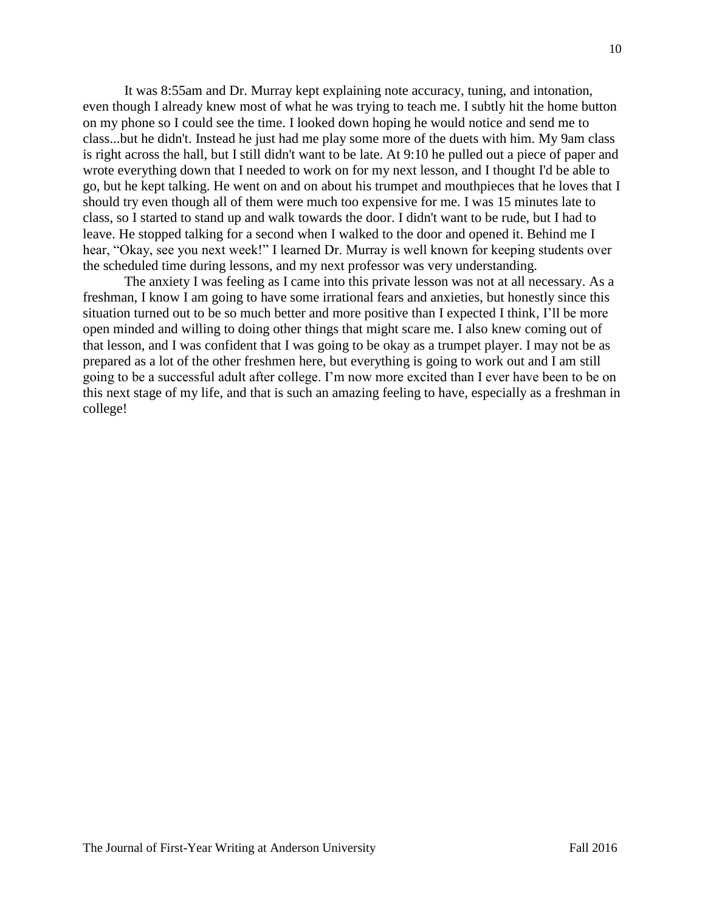It was 8:55am and Dr. Murray kept explaining note accuracy, tuning, and intonation, even though I already knew most of what he was trying to teach me. I subtly hit the home button on my phone so I could see the time. I looked down hoping he would notice and send me to class...but he didn't. Instead he just had me play some more of the duets with him. My 9am class is right across the hall, but I still didn't want to be late. At 9:10 he pulled out a piece of paper and wrote everything down that I needed to work on for my next lesson, and I thought I'd be able to go, but he kept talking. He went on and on about his trumpet and mouthpieces that he loves that I should try even though all of them were much too expensive for me. I was 15 minutes late to class, so I started to stand up and walk towards the door. I didn't want to be rude, but I had to leave. He stopped talking for a second when I walked to the door and opened it. Behind me I hear, "Okay, see you next week!" I learned Dr. Murray is well known for keeping students over the scheduled time during lessons, and my next professor was very understanding.

The anxiety I was feeling as I came into this private lesson was not at all necessary. As a freshman, I know I am going to have some irrational fears and anxieties, but honestly since this situation turned out to be so much better and more positive than I expected I think, I'll be more open minded and willing to doing other things that might scare me. I also knew coming out of that lesson, and I was confident that I was going to be okay as a trumpet player. I may not be as prepared as a lot of the other freshmen here, but everything is going to work out and I am still going to be a successful adult after college. I'm now more excited than I ever have been to be on this next stage of my life, and that is such an amazing feeling to have, especially as a freshman in college!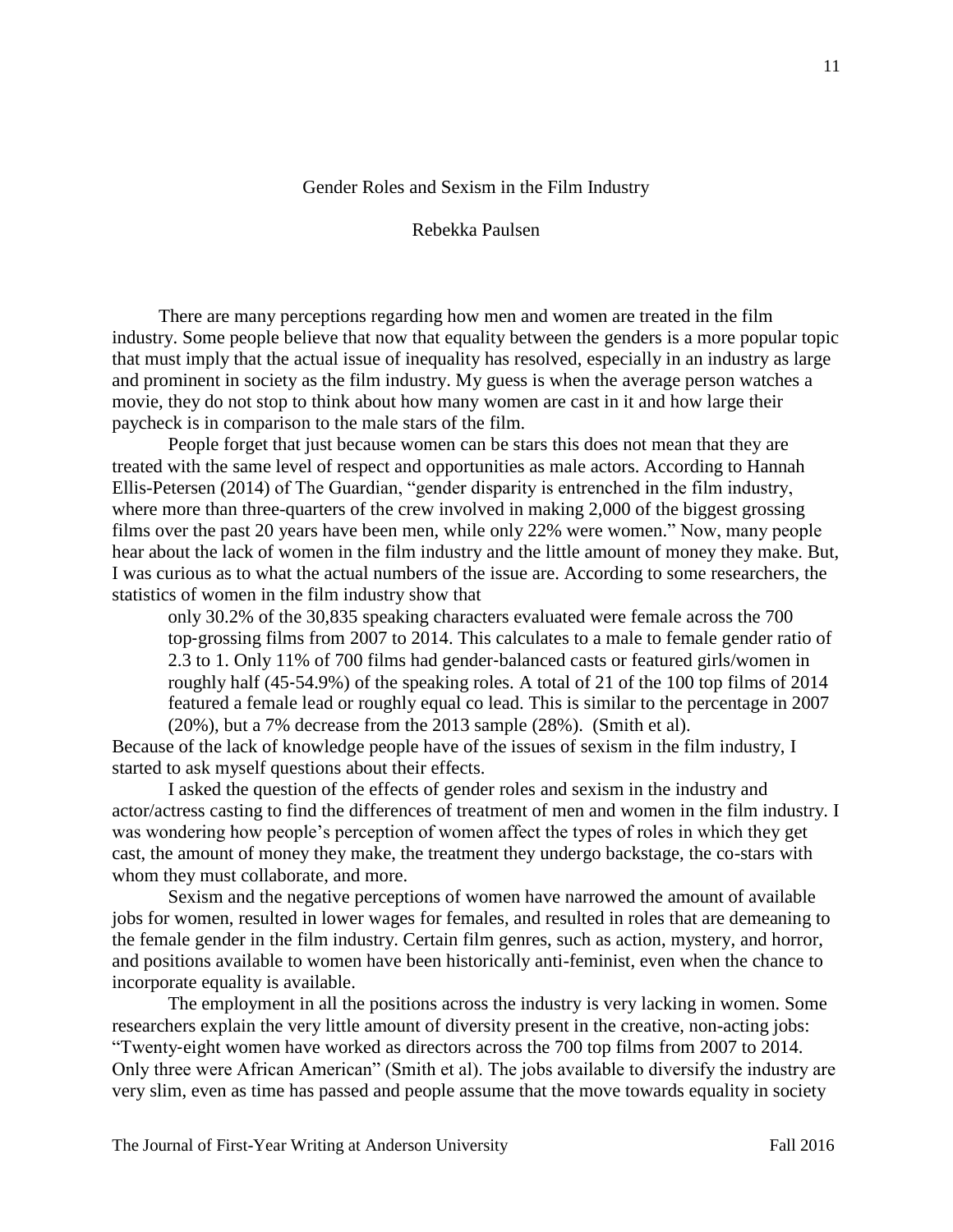# Gender Roles and Sexism in the Film Industry

Rebekka Paulsen

There are many perceptions regarding how men and women are treated in the film industry. Some people believe that now that equality between the genders is a more popular topic that must imply that the actual issue of inequality has resolved, especially in an industry as large and prominent in society as the film industry. My guess is when the average person watches a movie, they do not stop to think about how many women are cast in it and how large their paycheck is in comparison to the male stars of the film.

People forget that just because women can be stars this does not mean that they are treated with the same level of respect and opportunities as male actors. According to Hannah Ellis-Petersen (2014) of The Guardian, "gender disparity is entrenched in the film industry, where more than three-quarters of the crew involved in making 2,000 of the biggest grossing films over the past 20 years have been men, while only 22% were women." Now, many people hear about the lack of women in the film industry and the little amount of money they make. But, I was curious as to what the actual numbers of the issue are. According to some researchers, the statistics of women in the film industry show that

> only 30.2% of the 30,835 speaking characters evaluated were female across the 700 top-grossing films from 2007 to 2014. This calculates to a male to female gender ratio of 2.3 to 1. Only 11% of 700 films had gender-balanced casts or featured girls/women in roughly half (45-54.9%) of the speaking roles. A total of 21 of the 100 top films of 2014 featured a female lead or roughly equal co lead. This is similar to the percentage in 2007 (20%), but a 7% decrease from the 2013 sample (28%). (Smith et al).

Because of the lack of knowledge people have of the issues of sexism in the film industry, I started to ask myself questions about their effects.

I asked the question of the effects of gender roles and sexism in the industry and actor/actress casting to find the differences of treatment of men and women in the film industry. I was wondering how people's perception of women affect the types of roles in which they get cast, the amount of money they make, the treatment they undergo backstage, the co-stars with whom they must collaborate, and more.

Sexism and the negative perceptions of women have narrowed the amount of available jobs for women, resulted in lower wages for females, and resulted in roles that are demeaning to the female gender in the film industry. Certain film genres, such as action, mystery, and horror, and positions available to women have been historically anti-feminist, even when the chance to incorporate equality is available.

The employment in all the positions across the industry is very lacking in women. Some researchers explain the very little amount of diversity present in the creative, non-acting jobs: "Twenty-eight women have worked as directors across the 700 top films from 2007 to 2014. Only three were African American" (Smith et al). The jobs available to diversify the industry are very slim, even as time has passed and people assume that the move towards equality in society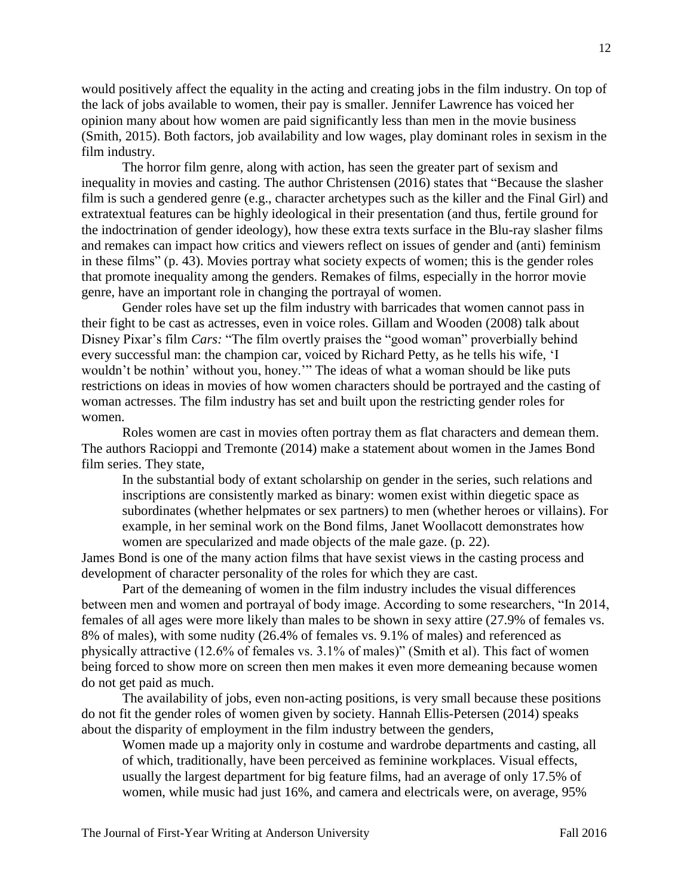would positively affect the equality in the acting and creating jobs in the film industry. On top of the lack of jobs available to women, their pay is smaller. Jennifer Lawrence has voiced her opinion many about how women are paid significantly less than men in the movie business (Smith, 2015). Both factors, job availability and low wages, play dominant roles in sexism in the film industry.

The horror film genre, along with action, has seen the greater part of sexism and inequality in movies and casting. The author Christensen (2016) states that "Because the slasher film is such a gendered genre (e.g., character archetypes such as the killer and the Final Girl) and extratextual features can be highly ideological in their presentation (and thus, fertile ground for the indoctrination of gender ideology), how these extra texts surface in the Blu-ray slasher films and remakes can impact how critics and viewers reflect on issues of gender and (anti) feminism in these films" (p. 43). Movies portray what society expects of women; this is the gender roles that promote inequality among the genders. Remakes of films, especially in the horror movie genre, have an important role in changing the portrayal of women.

Gender roles have set up the film industry with barricades that women cannot pass in their fight to be cast as actresses, even in voice roles. Gillam and Wooden (2008) talk about Disney Pixar's film *Cars:* "The film overtly praises the "good woman" proverbially behind every successful man: the champion car, voiced by Richard Petty, as he tells his wife, 'I wouldn't be nothin' without you, honey.'" The ideas of what a woman should be like puts restrictions on ideas in movies of how women characters should be portrayed and the casting of woman actresses. The film industry has set and built upon the restricting gender roles for women.

Roles women are cast in movies often portray them as flat characters and demean them. The authors Racioppi and Tremonte (2014) make a statement about women in the James Bond film series. They state,

> In the substantial body of extant scholarship on gender in the series, such relations and inscriptions are consistently marked as binary: women exist within diegetic space as subordinates (whether helpmates or sex partners) to men (whether heroes or villains). For example, in her seminal work on the Bond films, Janet Woollacott demonstrates how women are specularized and made objects of the male gaze. (p. 22).

James Bond is one of the many action films that have sexist views in the casting process and development of character personality of the roles for which they are cast.

Part of the demeaning of women in the film industry includes the visual differences between men and women and portrayal of body image. According to some researchers, "In 2014, females of all ages were more likely than males to be shown in sexy attire (27.9% of females vs. 8% of males), with some nudity (26.4% of females vs. 9.1% of males) and referenced as physically attractive (12.6% of females vs. 3.1% of males)" (Smith et al). This fact of women being forced to show more on screen then men makes it even more demeaning because women do not get paid as much.

The availability of jobs, even non-acting positions, is very small because these positions do not fit the gender roles of women given by society. Hannah Ellis-Petersen (2014) speaks about the disparity of employment in the film industry between the genders,

> Women made up a majority only in costume and wardrobe departments and casting, all of which, traditionally, have been perceived as feminine workplaces. Visual effects, usually the largest department for big feature films, had an average of only 17.5% of women, while music had just 16%, and camera and electricals were, on average, 95%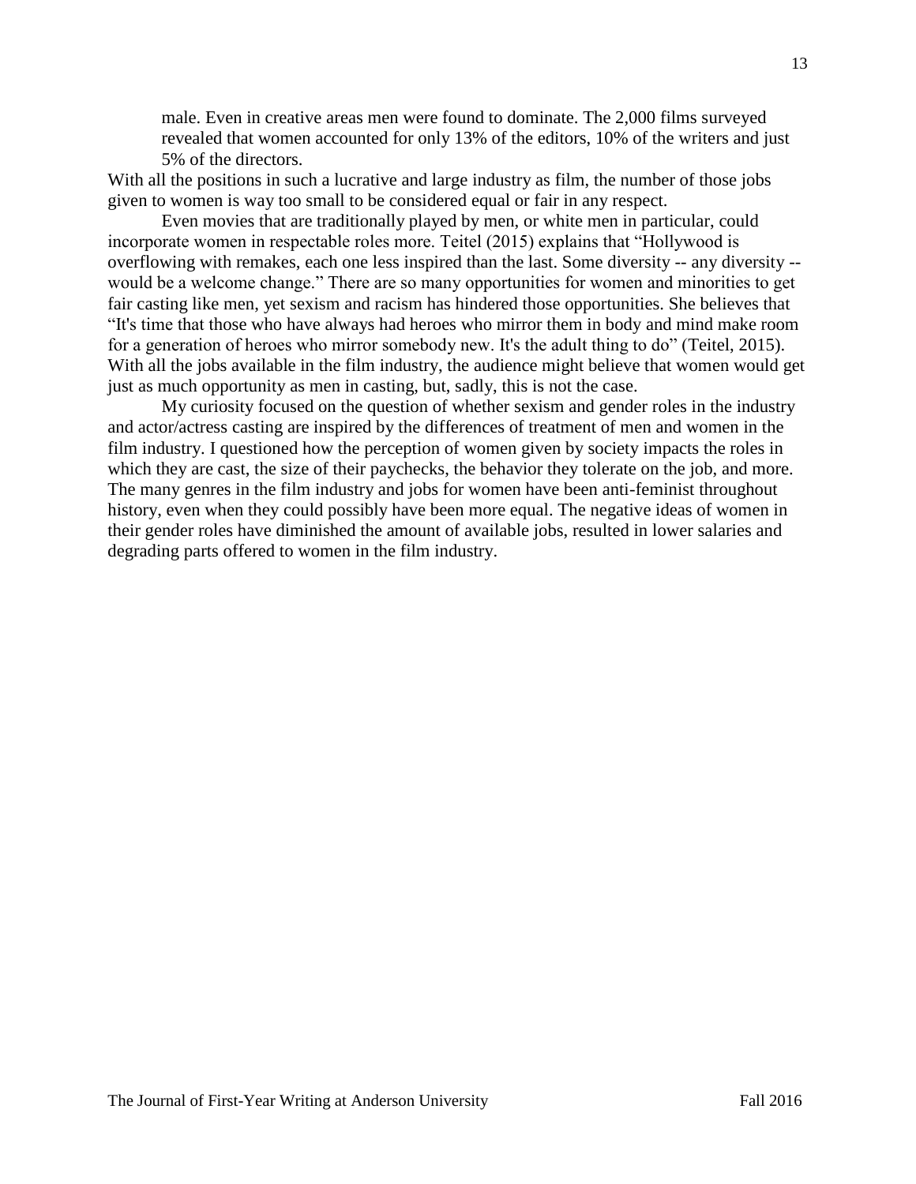> male. Even in creative areas men were found to dominate. The 2,000 films surveyed revealed that women accounted for only 13% of the editors, 10% of the writers and just 5% of the directors.

With all the positions in such a lucrative and large industry as film, the number of those jobs given to women is way too small to be considered equal or fair in any respect.

Even movies that are traditionally played by men, or white men in particular, could incorporate women in respectable roles more. Teitel (2015) explains that "Hollywood is overflowing with remakes, each one less inspired than the last. Some diversity -- any diversity -- would be a welcome change." There are so many opportunities for women and minorities to get fair casting like men, yet sexism and racism has hindered those opportunities. She believes that "It's time that those who have always had heroes who mirror them in body and mind make room for a generation of heroes who mirror somebody new. It's the adult thing to do" (Teitel, 2015). With all the jobs available in the film industry, the audience might believe that women would get just as much opportunity as men in casting, but, sadly, this is not the case.

My curiosity focused on the question of whether sexism and gender roles in the industry and actor/actress casting are inspired by the differences of treatment of men and women in the film industry. I questioned how the perception of women given by society impacts the roles in which they are cast, the size of their paychecks, the behavior they tolerate on the job, and more. The many genres in the film industry and jobs for women have been anti-feminist throughout history, even when they could possibly have been more equal. The negative ideas of women in their gender roles have diminished the amount of available jobs, resulted in lower salaries and degrading parts offered to women in the film industry.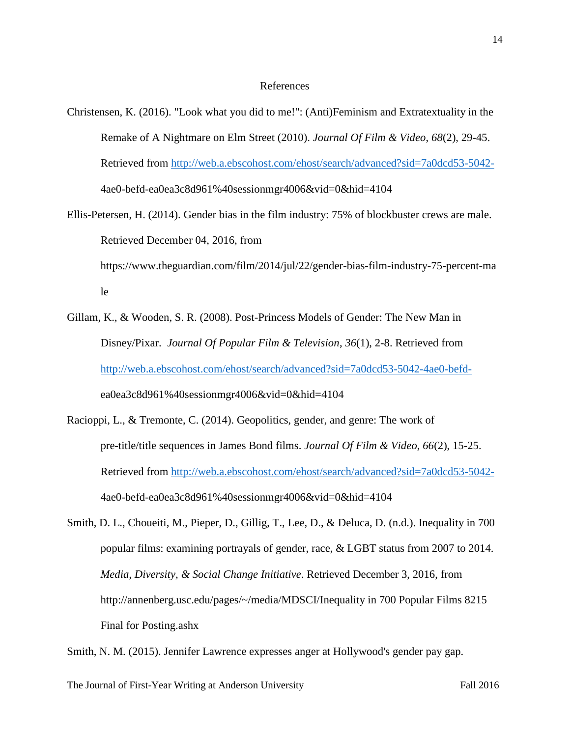# References

Christensen, K. (2016). "Look what you did to me!": (Anti)Feminism and Extratextuality in the Remake of A Nightmare on Elm Street (2010). *Journal Of Film & Video*, *68*(2), 29-45. Retrieved from http://web.a.ebscohost.com/ehost/search/advanced?sid=7a0dcd53-5042-4ae0-befd-ea0ea3c8d961%40sessionmgr4006&vid=0&hid=4104

Ellis-Petersen, H. (2014). Gender bias in the film industry: 75% of blockbuster crews are male. Retrieved December 04, 2016, from https://www.theguardian.com/film/2014/jul/22/gender-bias-film-industry-75-percent-male

Gillam, K., & Wooden, S. R. (2008). Post-Princess Models of Gender: The New Man in Disney/Pixar. *Journal Of Popular Film & Television*, *36*(1), 2-8. Retrieved from http://web.a.ebscohost.com/ehost/search/advanced?sid=7a0dcd53-5042-4ae0-befd-ea0ea3c8d961%40sessionmgr4006&vid=0&hid=4104

Racioppi, L., & Tremonte, C. (2014). Geopolitics, gender, and genre: The work of pre-title/title sequences in James Bond films. *Journal Of Film & Video*, *66*(2), 15-25. Retrieved from http://web.a.ebscohost.com/ehost/search/advanced?sid=7a0dcd53-5042-4ae0-befd-ea0ea3c8d961%40sessionmgr4006&vid=0&hid=4104

Smith, D. L., Choueiti, M., Pieper, D., Gillig, T., Lee, D., & Deluca, D. (n.d.). Inequality in 700 popular films: examining portrayals of gender, race, & LGBT status from 2007 to 2014. *Media, Diversity, & Social Change Initiative*. Retrieved December 3, 2016, from http://annenberg.usc.edu/pages/~/media/MDSCI/Inequality in 700 Popular Films 8215 Final for Posting.ashx

Smith, N. M. (2015). Jennifer Lawrence expresses anger at Hollywood's gender pay gap.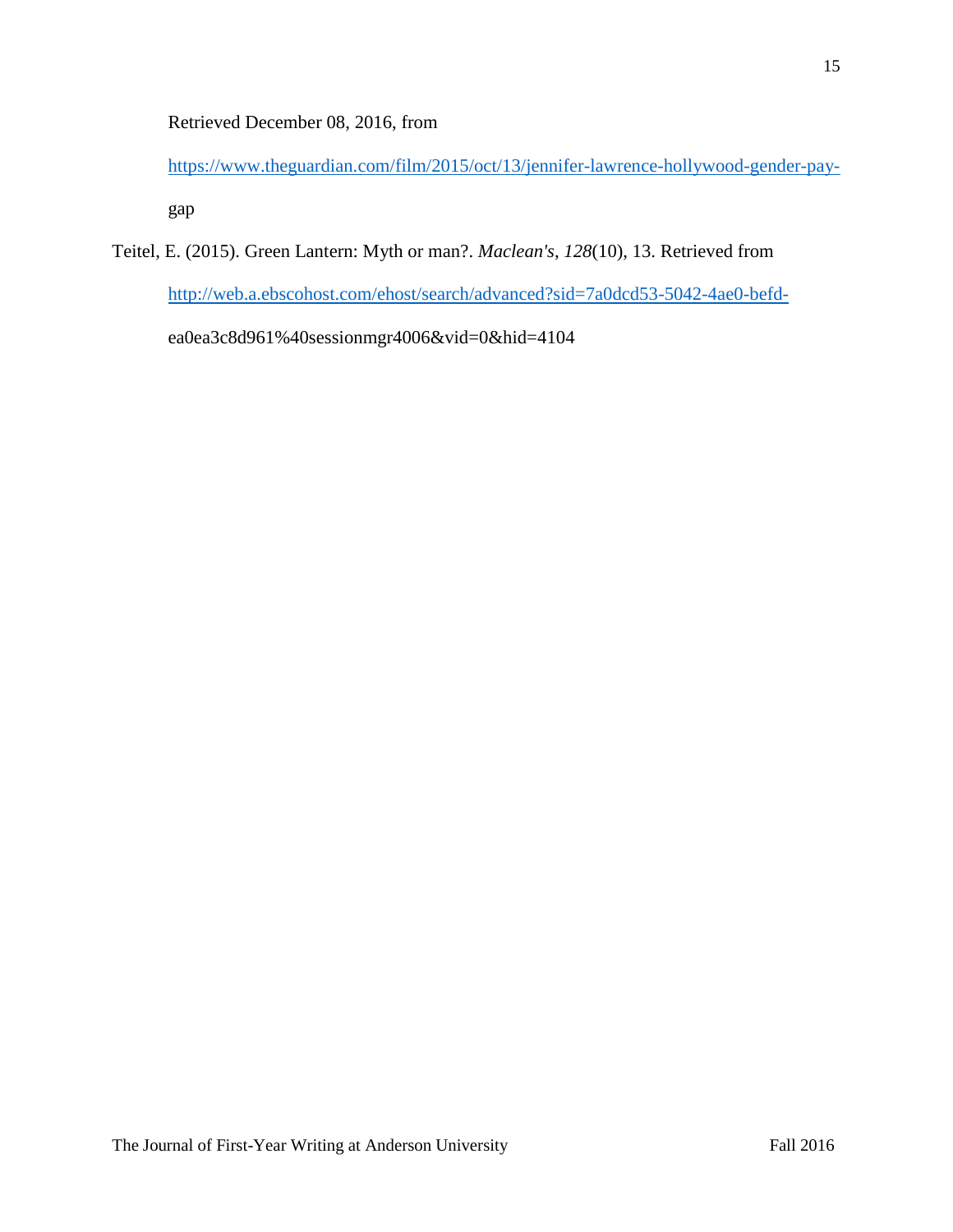Retrieved December 08, 2016, from https://www.theguardian.com/film/2015/oct/13/jennifer-lawrence-hollywood-gender-pay-gap

Teitel, E. (2015). Green Lantern: Myth or man?. *Maclean's*, *128*(10), 13. Retrieved from http://web.a.ebscohost.com/ehost/search/advanced?sid=7a0dcd53-5042-4ae0-befd-ea0ea3c8d961%40sessionmgr4006&vid=0&hid=4104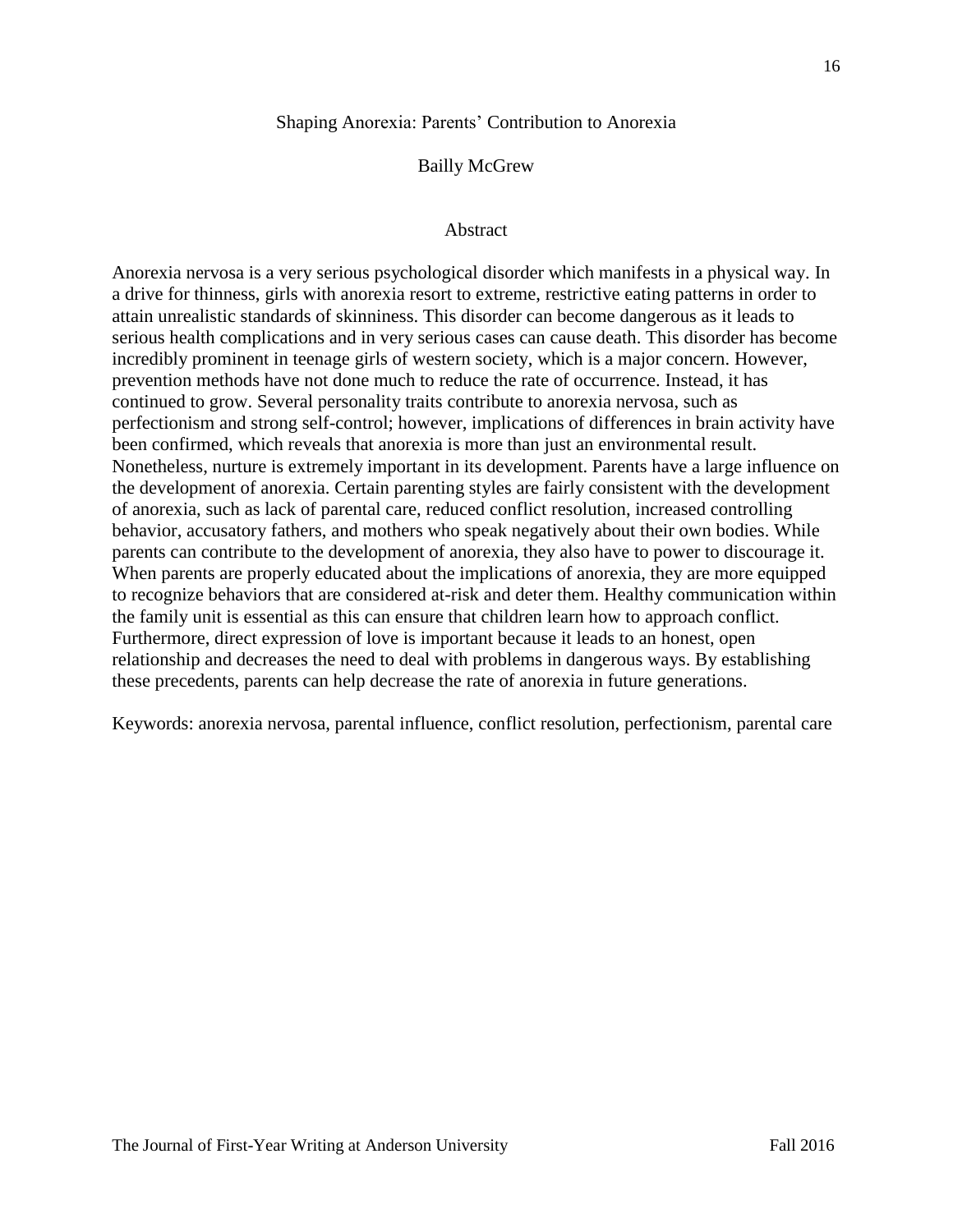# Shaping Anorexia: Parents' Contribution to Anorexia

Bailly McGrew

## Abstract

Anorexia nervosa is a very serious psychological disorder which manifests in a physical way. In a drive for thinness, girls with anorexia resort to extreme, restrictive eating patterns in order to attain unrealistic standards of skinniness. This disorder can become dangerous as it leads to serious health complications and in very serious cases can cause death. This disorder has become incredibly prominent in teenage girls of western society, which is a major concern. However, prevention methods have not done much to reduce the rate of occurrence. Instead, it has continued to grow. Several personality traits contribute to anorexia nervosa, such as perfectionism and strong self-control; however, implications of differences in brain activity have been confirmed, which reveals that anorexia is more than just an environmental result. Nonetheless, nurture is extremely important in its development. Parents have a large influence on the development of anorexia. Certain parenting styles are fairly consistent with the development of anorexia, such as lack of parental care, reduced conflict resolution, increased controlling behavior, accusatory fathers, and mothers who speak negatively about their own bodies. While parents can contribute to the development of anorexia, they also have to power to discourage it. When parents are properly educated about the implications of anorexia, they are more equipped to recognize behaviors that are considered at-risk and deter them. Healthy communication within the family unit is essential as this can ensure that children learn how to approach conflict. Furthermore, direct expression of love is important because it leads to an honest, open relationship and decreases the need to deal with problems in dangerous ways. By establishing these precedents, parents can help decrease the rate of anorexia in future generations.

Keywords: anorexia nervosa, parental influence, conflict resolution, perfectionism, parental care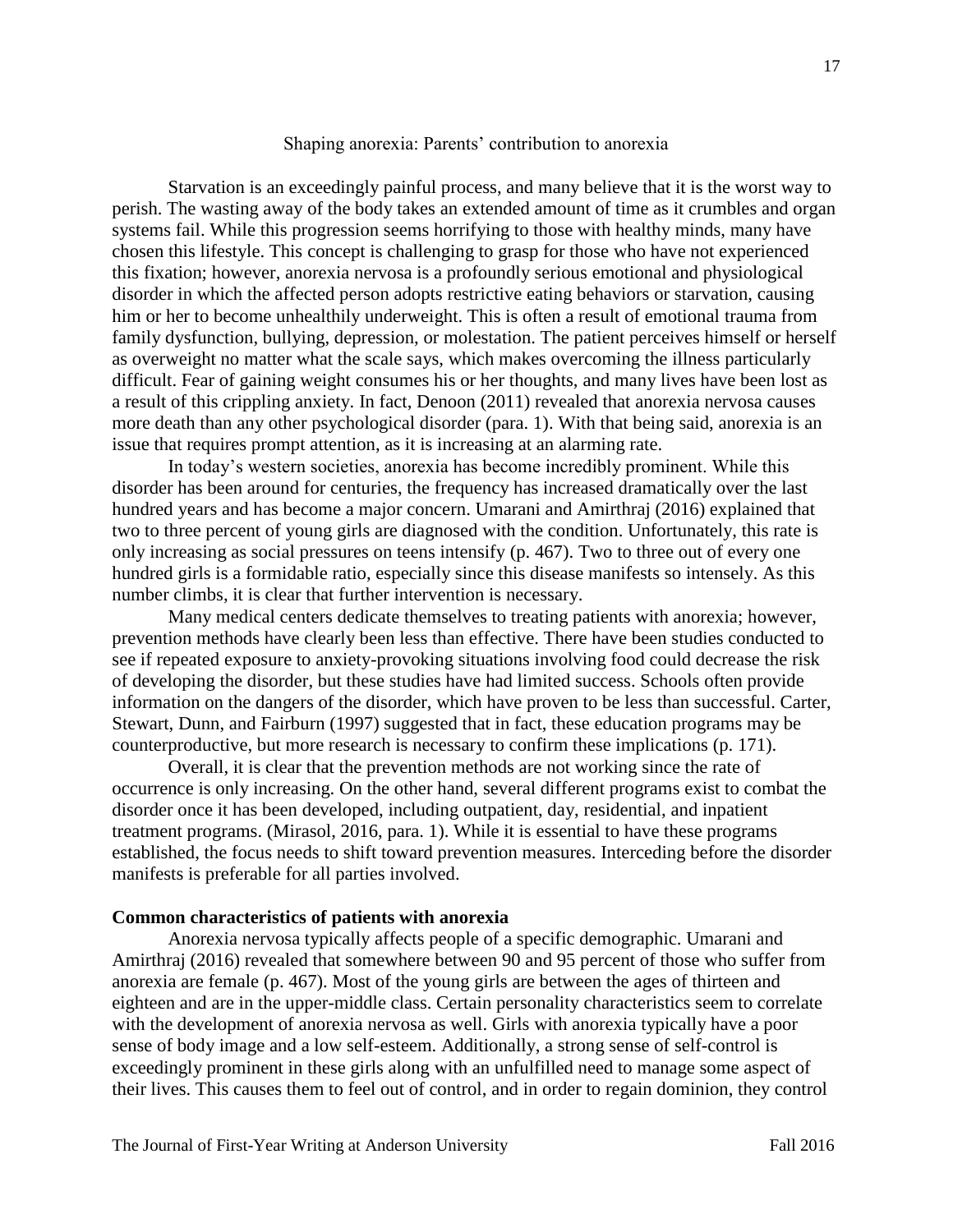Shaping anorexia: Parents' contribution to anorexia

Starvation is an exceedingly painful process, and many believe that it is the worst way to perish. The wasting away of the body takes an extended amount of time as it crumbles and organ systems fail. While this progression seems horrifying to those with healthy minds, many have chosen this lifestyle. This concept is challenging to grasp for those who have not experienced this fixation; however, anorexia nervosa is a profoundly serious emotional and physiological disorder in which the affected person adopts restrictive eating behaviors or starvation, causing him or her to become unhealthily underweight. This is often a result of emotional trauma from family dysfunction, bullying, depression, or molestation. The patient perceives himself or herself as overweight no matter what the scale says, which makes overcoming the illness particularly difficult. Fear of gaining weight consumes his or her thoughts, and many lives have been lost as a result of this crippling anxiety. In fact, Denoon (2011) revealed that anorexia nervosa causes more death than any other psychological disorder (para. 1). With that being said, anorexia is an issue that requires prompt attention, as it is increasing at an alarming rate.

In today's western societies, anorexia has become incredibly prominent. While this disorder has been around for centuries, the frequency has increased dramatically over the last hundred years and has become a major concern. Umarani and Amirthraj (2016) explained that two to three percent of young girls are diagnosed with the condition. Unfortunately, this rate is only increasing as social pressures on teens intensify (p. 467). Two to three out of every one hundred girls is a formidable ratio, especially since this disease manifests so intensely. As this number climbs, it is clear that further intervention is necessary.

Many medical centers dedicate themselves to treating patients with anorexia; however, prevention methods have clearly been less than effective. There have been studies conducted to see if repeated exposure to anxiety-provoking situations involving food could decrease the risk of developing the disorder, but these studies have had limited success. Schools often provide information on the dangers of the disorder, which have proven to be less than successful. Carter, Stewart, Dunn, and Fairburn (1997) suggested that in fact, these education programs may be counterproductive, but more research is necessary to confirm these implications (p. 171).

Overall, it is clear that the prevention methods are not working since the rate of occurrence is only increasing. On the other hand, several different programs exist to combat the disorder once it has been developed, including outpatient, day, residential, and inpatient treatment programs. (Mirasol, 2016, para. 1). While it is essential to have these programs established, the focus needs to shift toward prevention measures. Interceding before the disorder manifests is preferable for all parties involved.

**Common characteristics of patients with anorexia**

Anorexia nervosa typically affects people of a specific demographic. Umarani and Amirthraj (2016) revealed that somewhere between 90 and 95 percent of those who suffer from anorexia are female (p. 467). Most of the young girls are between the ages of thirteen and eighteen and are in the upper-middle class. Certain personality characteristics seem to correlate with the development of anorexia nervosa as well. Girls with anorexia typically have a poor sense of body image and a low self-esteem. Additionally, a strong sense of self-control is exceedingly prominent in these girls along with an unfulfilled need to manage some aspect of their lives. This causes them to feel out of control, and in order to regain dominion, they control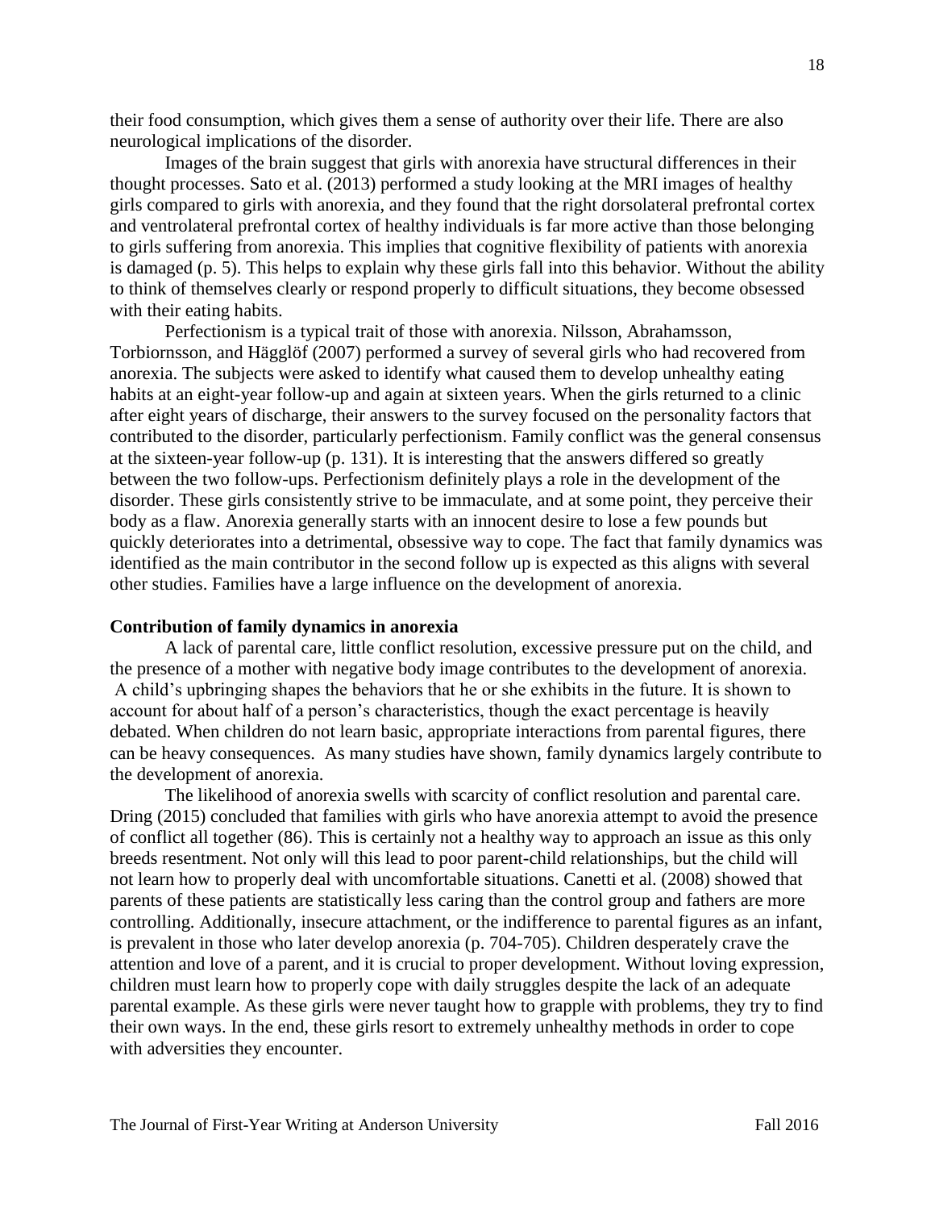their food consumption, which gives them a sense of authority over their life. There are also neurological implications of the disorder.

Images of the brain suggest that girls with anorexia have structural differences in their thought processes. Sato et al. (2013) performed a study looking at the MRI images of healthy girls compared to girls with anorexia, and they found that the right dorsolateral prefrontal cortex and ventrolateral prefrontal cortex of healthy individuals is far more active than those belonging to girls suffering from anorexia. This implies that cognitive flexibility of patients with anorexia is damaged (p. 5). This helps to explain why these girls fall into this behavior. Without the ability to think of themselves clearly or respond properly to difficult situations, they become obsessed with their eating habits.

Perfectionism is a typical trait of those with anorexia. Nilsson, Abrahamsson, Torbiornsson, and Hägglöf (2007) performed a survey of several girls who had recovered from anorexia. The subjects were asked to identify what caused them to develop unhealthy eating habits at an eight-year follow-up and again at sixteen years. When the girls returned to a clinic after eight years of discharge, their answers to the survey focused on the personality factors that contributed to the disorder, particularly perfectionism. Family conflict was the general consensus at the sixteen-year follow-up (p. 131). It is interesting that the answers differed so greatly between the two follow-ups. Perfectionism definitely plays a role in the development of the disorder. These girls consistently strive to be immaculate, and at some point, they perceive their body as a flaw. Anorexia generally starts with an innocent desire to lose a few pounds but quickly deteriorates into a detrimental, obsessive way to cope. The fact that family dynamics was identified as the main contributor in the second follow up is expected as this aligns with several other studies. Families have a large influence on the development of anorexia.

**Contribution of family dynamics in anorexia**

A lack of parental care, little conflict resolution, excessive pressure put on the child, and the presence of a mother with negative body image contributes to the development of anorexia. A child's upbringing shapes the behaviors that he or she exhibits in the future. It is shown to account for about half of a person's characteristics, though the exact percentage is heavily debated. When children do not learn basic, appropriate interactions from parental figures, there can be heavy consequences. As many studies have shown, family dynamics largely contribute to the development of anorexia.

The likelihood of anorexia swells with scarcity of conflict resolution and parental care. Dring (2015) concluded that families with girls who have anorexia attempt to avoid the presence of conflict all together (86). This is certainly not a healthy way to approach an issue as this only breeds resentment. Not only will this lead to poor parent-child relationships, but the child will not learn how to properly deal with uncomfortable situations. Canetti et al. (2008) showed that parents of these patients are statistically less caring than the control group and fathers are more controlling. Additionally, insecure attachment, or the indifference to parental figures as an infant, is prevalent in those who later develop anorexia (p. 704-705). Children desperately crave the attention and love of a parent, and it is crucial to proper development. Without loving expression, children must learn how to properly cope with daily struggles despite the lack of an adequate parental example. As these girls were never taught how to grapple with problems, they try to find their own ways. In the end, these girls resort to extremely unhealthy methods in order to cope with adversities they encounter.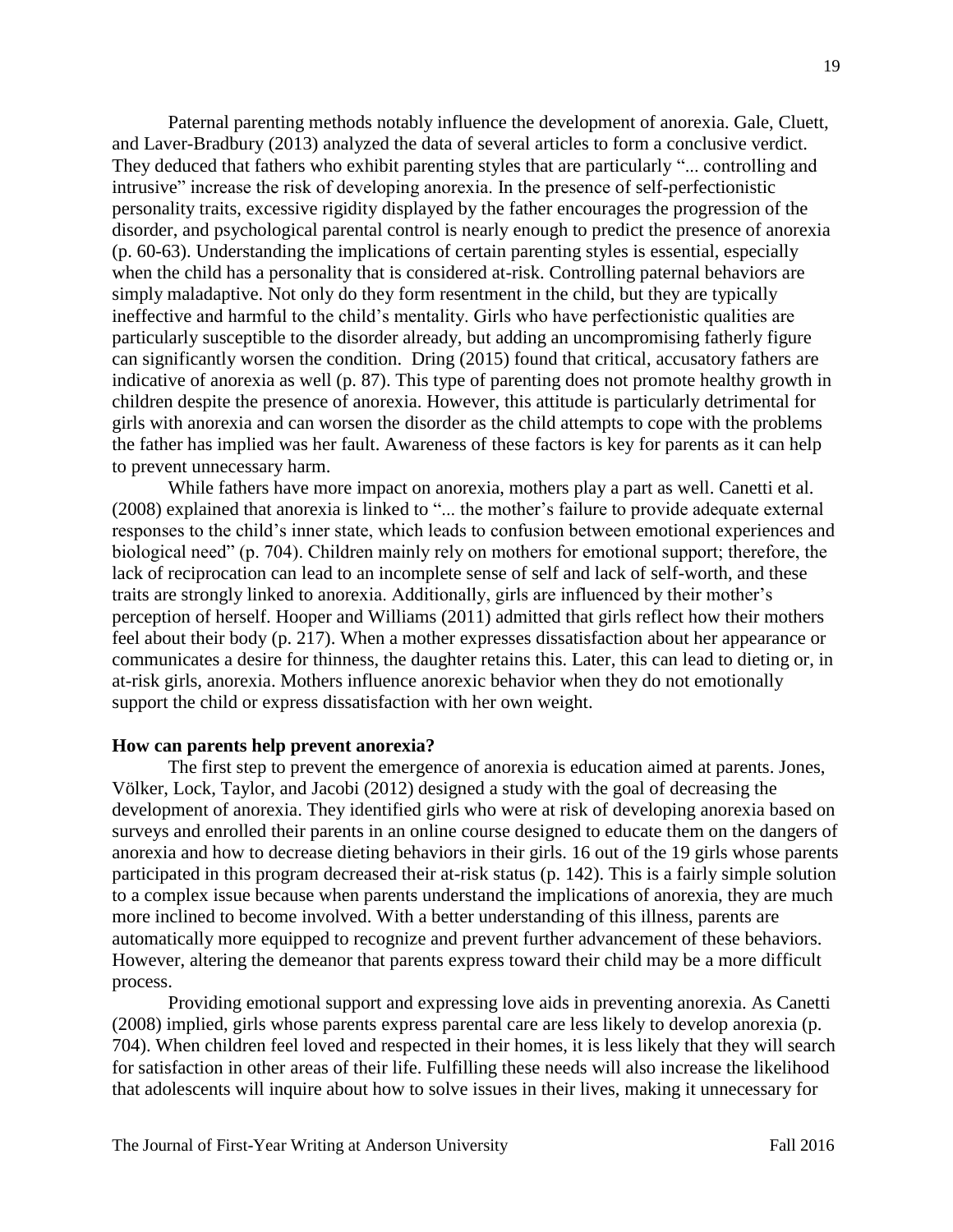Paternal parenting methods notably influence the development of anorexia. Gale, Cluett, and Laver-Bradbury (2013) analyzed the data of several articles to form a conclusive verdict. They deduced that fathers who exhibit parenting styles that are particularly "... controlling and intrusive" increase the risk of developing anorexia. In the presence of self-perfectionistic personality traits, excessive rigidity displayed by the father encourages the progression of the disorder, and psychological parental control is nearly enough to predict the presence of anorexia (p. 60-63). Understanding the implications of certain parenting styles is essential, especially when the child has a personality that is considered at-risk. Controlling paternal behaviors are simply maladaptive. Not only do they form resentment in the child, but they are typically ineffective and harmful to the child's mentality. Girls who have perfectionistic qualities are particularly susceptible to the disorder already, but adding an uncompromising fatherly figure can significantly worsen the condition. Dring (2015) found that critical, accusatory fathers are indicative of anorexia as well (p. 87). This type of parenting does not promote healthy growth in children despite the presence of anorexia. However, this attitude is particularly detrimental for girls with anorexia and can worsen the disorder as the child attempts to cope with the problems the father has implied was her fault. Awareness of these factors is key for parents as it can help to prevent unnecessary harm.

While fathers have more impact on anorexia, mothers play a part as well. Canetti et al. (2008) explained that anorexia is linked to "... the mother's failure to provide adequate external responses to the child's inner state, which leads to confusion between emotional experiences and biological need" (p. 704). Children mainly rely on mothers for emotional support; therefore, the lack of reciprocation can lead to an incomplete sense of self and lack of self-worth, and these traits are strongly linked to anorexia. Additionally, girls are influenced by their mother's perception of herself. Hooper and Williams (2011) admitted that girls reflect how their mothers feel about their body (p. 217). When a mother expresses dissatisfaction about her appearance or communicates a desire for thinness, the daughter retains this. Later, this can lead to dieting or, in at-risk girls, anorexia. Mothers influence anorexic behavior when they do not emotionally support the child or express dissatisfaction with her own weight.

**How can parents help prevent anorexia?**

The first step to prevent the emergence of anorexia is education aimed at parents. Jones, Völker, Lock, Taylor, and Jacobi (2012) designed a study with the goal of decreasing the development of anorexia. They identified girls who were at risk of developing anorexia based on surveys and enrolled their parents in an online course designed to educate them on the dangers of anorexia and how to decrease dieting behaviors in their girls. 16 out of the 19 girls whose parents participated in this program decreased their at-risk status (p. 142). This is a fairly simple solution to a complex issue because when parents understand the implications of anorexia, they are much more inclined to become involved. With a better understanding of this illness, parents are automatically more equipped to recognize and prevent further advancement of these behaviors. However, altering the demeanor that parents express toward their child may be a more difficult process.

Providing emotional support and expressing love aids in preventing anorexia. As Canetti (2008) implied, girls whose parents express parental care are less likely to develop anorexia (p. 704). When children feel loved and respected in their homes, it is less likely that they will search for satisfaction in other areas of their life. Fulfilling these needs will also increase the likelihood that adolescents will inquire about how to solve issues in their lives, making it unnecessary for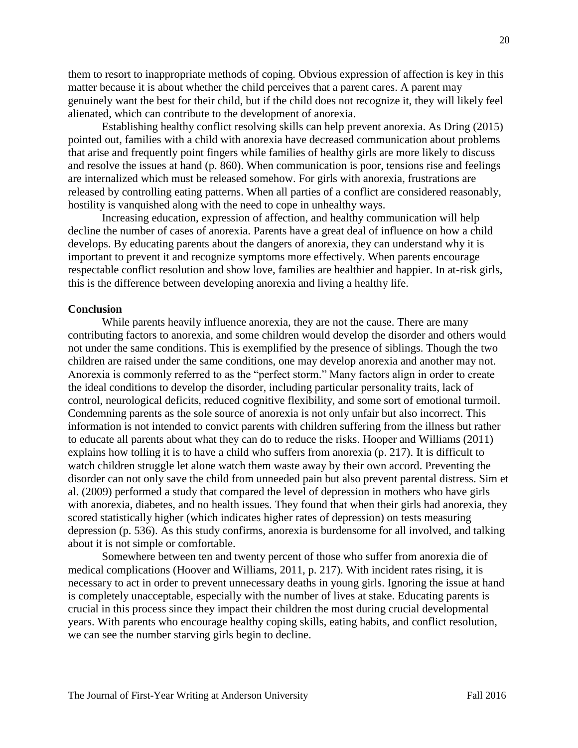them to resort to inappropriate methods of coping. Obvious expression of affection is key in this matter because it is about whether the child perceives that a parent cares. A parent may genuinely want the best for their child, but if the child does not recognize it, they will likely feel alienated, which can contribute to the development of anorexia.

Establishing healthy conflict resolving skills can help prevent anorexia. As Dring (2015) pointed out, families with a child with anorexia have decreased communication about problems that arise and frequently point fingers while families of healthy girls are more likely to discuss and resolve the issues at hand (p. 860). When communication is poor, tensions rise and feelings are internalized which must be released somehow. For girls with anorexia, frustrations are released by controlling eating patterns. When all parties of a conflict are considered reasonably, hostility is vanquished along with the need to cope in unhealthy ways.

Increasing education, expression of affection, and healthy communication will help decline the number of cases of anorexia. Parents have a great deal of influence on how a child develops. By educating parents about the dangers of anorexia, they can understand why it is important to prevent it and recognize symptoms more effectively. When parents encourage respectable conflict resolution and show love, families are healthier and happier. In at-risk girls, this is the difference between developing anorexia and living a healthy life.

**Conclusion**

While parents heavily influence anorexia, they are not the cause. There are many contributing factors to anorexia, and some children would develop the disorder and others would not under the same conditions. This is exemplified by the presence of siblings. Though the two children are raised under the same conditions, one may develop anorexia and another may not. Anorexia is commonly referred to as the "perfect storm." Many factors align in order to create the ideal conditions to develop the disorder, including particular personality traits, lack of control, neurological deficits, reduced cognitive flexibility, and some sort of emotional turmoil. Condemning parents as the sole source of anorexia is not only unfair but also incorrect. This information is not intended to convict parents with children suffering from the illness but rather to educate all parents about what they can do to reduce the risks. Hooper and Williams (2011) explains how tolling it is to have a child who suffers from anorexia (p. 217). It is difficult to watch children struggle let alone watch them waste away by their own accord. Preventing the disorder can not only save the child from unneeded pain but also prevent parental distress. Sim et al. (2009) performed a study that compared the level of depression in mothers who have girls with anorexia, diabetes, and no health issues. They found that when their girls had anorexia, they scored statistically higher (which indicates higher rates of depression) on tests measuring depression (p. 536). As this study confirms, anorexia is burdensome for all involved, and talking about it is not simple or comfortable.

Somewhere between ten and twenty percent of those who suffer from anorexia die of medical complications (Hoover and Williams, 2011, p. 217). With incident rates rising, it is necessary to act in order to prevent unnecessary deaths in young girls. Ignoring the issue at hand is completely unacceptable, especially with the number of lives at stake. Educating parents is crucial in this process since they impact their children the most during crucial developmental years. With parents who encourage healthy coping skills, eating habits, and conflict resolution, we can see the number starving girls begin to decline.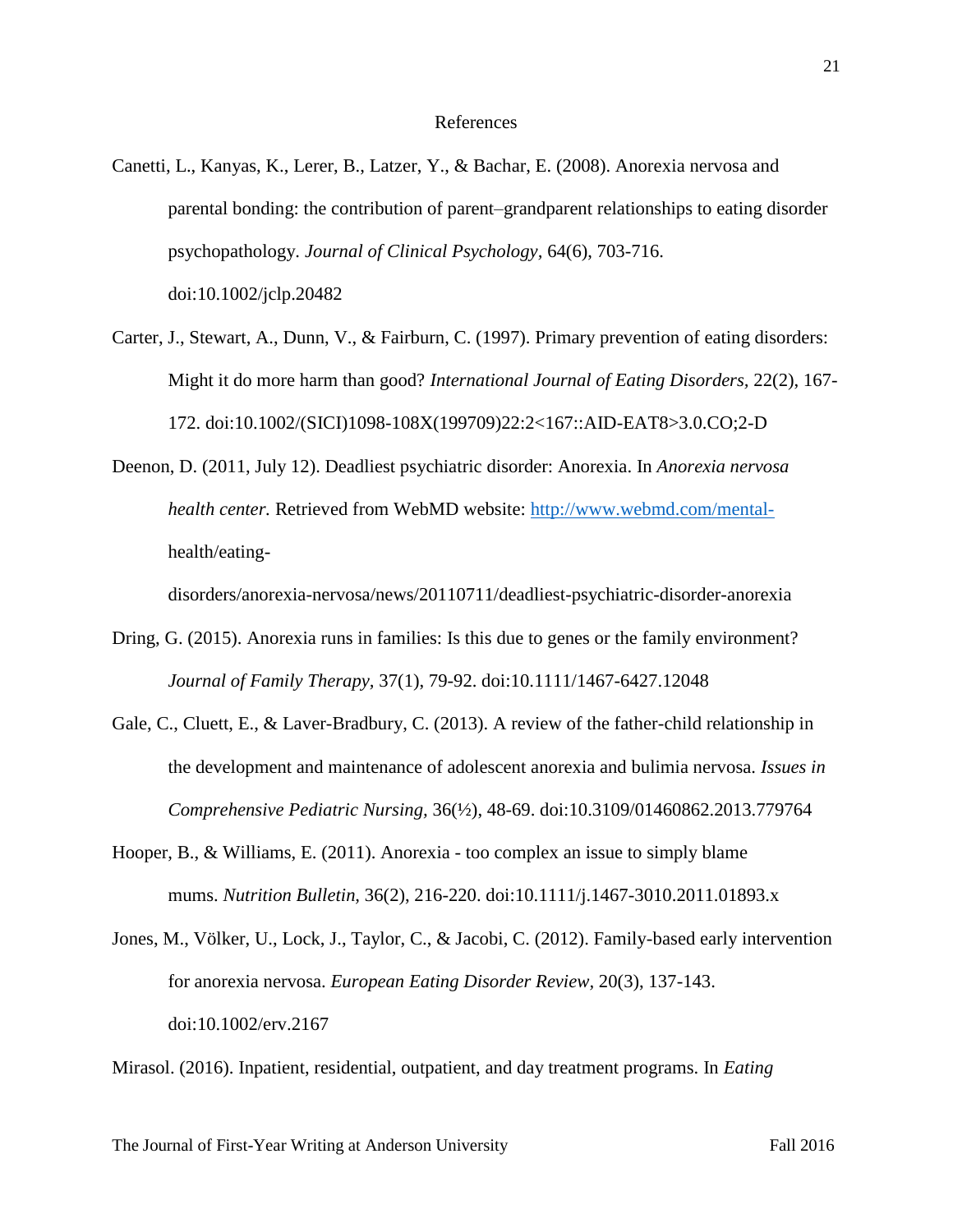# References

Canetti, L., Kanyas, K., Lerer, B., Latzer, Y., & Bachar, E. (2008). Anorexia nervosa and parental bonding: the contribution of parent–grandparent relationships to eating disorder psychopathology. *Journal of Clinical Psychology*, 64(6), 703-716. doi:10.1002/jclp.20482

Carter, J., Stewart, A., Dunn, V., & Fairburn, C. (1997). Primary prevention of eating disorders: Might it do more harm than good? *International Journal of Eating Disorders*, 22(2), 167-172. doi:10.1002/(SICI)1098-108X(199709)22:2<167::AID-EAT8>3.0.CO;2-D

Deenon, D. (2011, July 12). Deadliest psychiatric disorder: Anorexia. In *Anorexia nervosa health center.* Retrieved from WebMD website: http://www.webmd.com/mental-health/eating-disorders/anorexia-nervosa/news/20110711/deadliest-psychiatric-disorder-anorexia

Dring, G. (2015). Anorexia runs in families: Is this due to genes or the family environment? *Journal of Family Therapy*, 37(1), 79-92. doi:10.1111/1467-6427.12048

Gale, C., Cluett, E., & Laver-Bradbury, C. (2013). A review of the father-child relationship in the development and maintenance of adolescent anorexia and bulimia nervosa. *Issues in Comprehensive Pediatric Nursing*, 36(½), 48-69. doi:10.3109/01460862.2013.779764

Hooper, B., & Williams, E. (2011). Anorexia - too complex an issue to simply blame mums. *Nutrition Bulletin*, 36(2), 216-220. doi:10.1111/j.1467-3010.2011.01893.x

Jones, M., Völker, U., Lock, J., Taylor, C., & Jacobi, C. (2012). Family-based early intervention for anorexia nervosa. *European Eating Disorder Review*, 20(3), 137-143. doi:10.1002/erv.2167

Mirasol. (2016). Inpatient, residential, outpatient, and day treatment programs. In *Eating*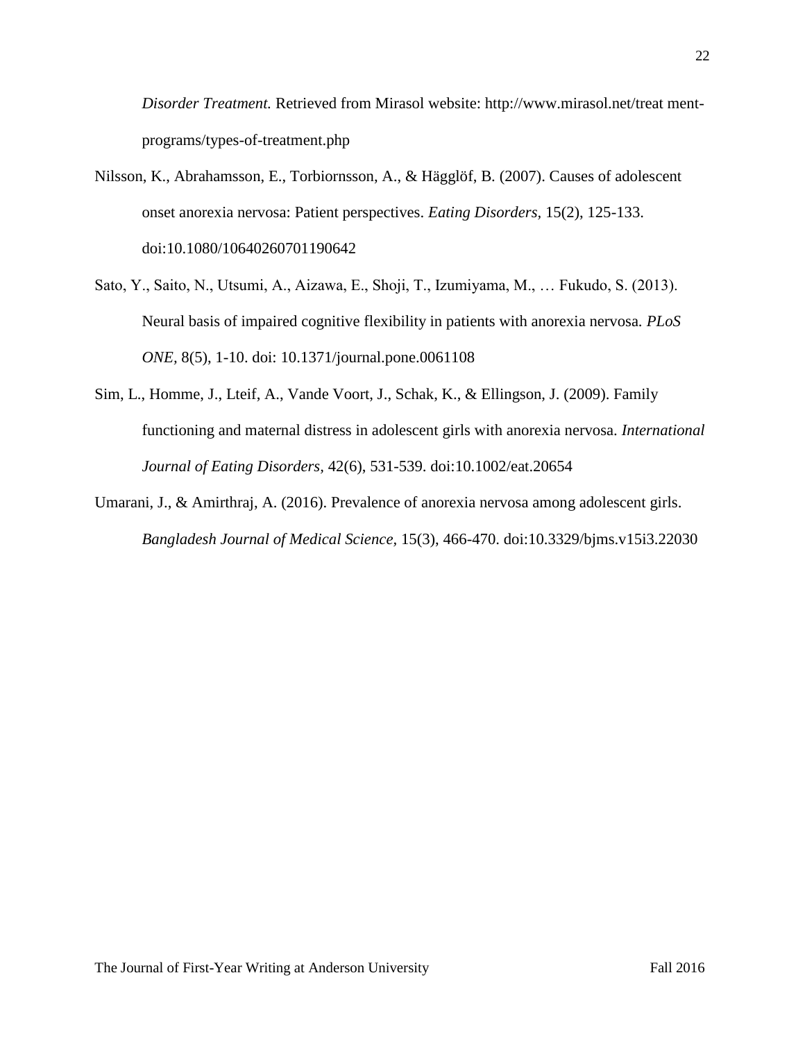*Disorder Treatment.* Retrieved from Mirasol website: http://www.mirasol.net/treat ment-programs/types-of-treatment.php

Nilsson, K., Abrahamsson, E., Torbiornsson, A., & Hägglöf, B. (2007). Causes of adolescent onset anorexia nervosa: Patient perspectives. *Eating Disorders,* 15(2), 125-133. doi:10.1080/10640260701190642

Sato, Y., Saito, N., Utsumi, A., Aizawa, E., Shoji, T., Izumiyama, M., … Fukudo, S. (2013). Neural basis of impaired cognitive flexibility in patients with anorexia nervosa. *PLoS ONE,* 8(5), 1-10. doi: 10.1371/journal.pone.0061108

Sim, L., Homme, J., Lteif, A., Vande Voort, J., Schak, K., & Ellingson, J. (2009). Family functioning and maternal distress in adolescent girls with anorexia nervosa. *International Journal of Eating Disorders,* 42(6), 531-539. doi:10.1002/eat.20654

Umarani, J., & Amirthraj, A. (2016). Prevalence of anorexia nervosa among adolescent girls. *Bangladesh Journal of Medical Science,* 15(3), 466-470. doi:10.3329/bjms.v15i3.22030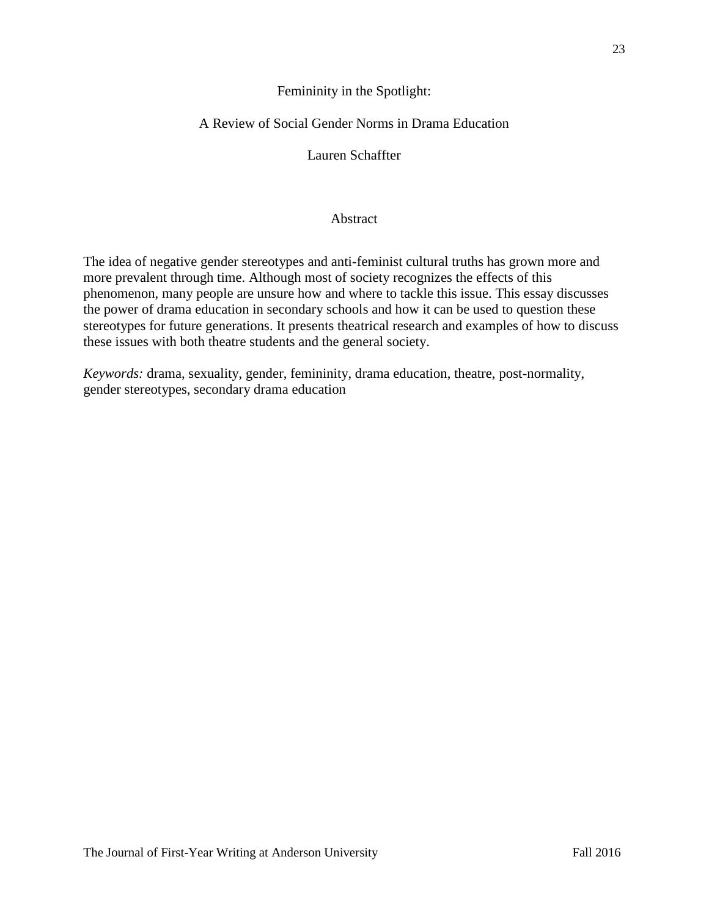# Femininity in the Spotlight:

## A Review of Social Gender Norms in Drama Education

Lauren Schaffter

### Abstract

The idea of negative gender stereotypes and anti-feminist cultural truths has grown more and more prevalent through time. Although most of society recognizes the effects of this phenomenon, many people are unsure how and where to tackle this issue. This essay discusses the power of drama education in secondary schools and how it can be used to question these stereotypes for future generations. It presents theatrical research and examples of how to discuss these issues with both theatre students and the general society.

*Keywords:* drama, sexuality, gender, femininity, drama education, theatre, post-normality, gender stereotypes, secondary drama education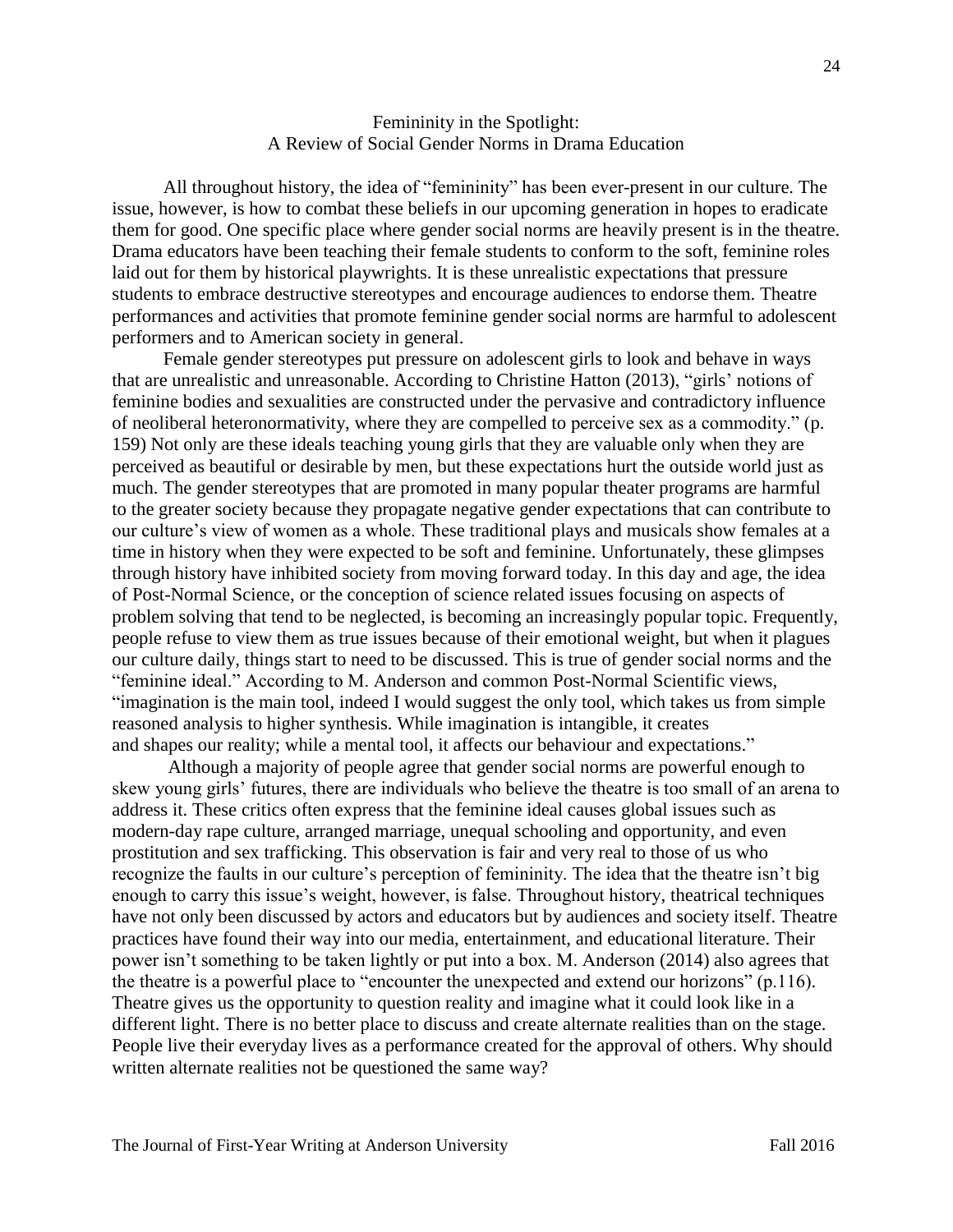# Femininity in the Spotlight:
## A Review of Social Gender Norms in Drama Education

All throughout history, the idea of "femininity" has been ever-present in our culture. The issue, however, is how to combat these beliefs in our upcoming generation in hopes to eradicate them for good. One specific place where gender social norms are heavily present is in the theatre. Drama educators have been teaching their female students to conform to the soft, feminine roles laid out for them by historical playwrights. It is these unrealistic expectations that pressure students to embrace destructive stereotypes and encourage audiences to endorse them. Theatre performances and activities that promote feminine gender social norms are harmful to adolescent performers and to American society in general.

Female gender stereotypes put pressure on adolescent girls to look and behave in ways that are unrealistic and unreasonable. According to Christine Hatton (2013), "girls' notions of feminine bodies and sexualities are constructed under the pervasive and contradictory influence of neoliberal heteronormativity, where they are compelled to perceive sex as a commodity." (p. 159) Not only are these ideals teaching young girls that they are valuable only when they are perceived as beautiful or desirable by men, but these expectations hurt the outside world just as much. The gender stereotypes that are promoted in many popular theater programs are harmful to the greater society because they propagate negative gender expectations that can contribute to our culture's view of women as a whole. These traditional plays and musicals show females at a time in history when they were expected to be soft and feminine. Unfortunately, these glimpses through history have inhibited society from moving forward today. In this day and age, the idea of Post-Normal Science, or the conception of science related issues focusing on aspects of problem solving that tend to be neglected, is becoming an increasingly popular topic. Frequently, people refuse to view them as true issues because of their emotional weight, but when it plagues our culture daily, things start to need to be discussed. This is true of gender social norms and the "feminine ideal." According to M. Anderson and common Post-Normal Scientific views, "imagination is the main tool, indeed I would suggest the only tool, which takes us from simple reasoned analysis to higher synthesis. While imagination is intangible, it creates and shapes our reality; while a mental tool, it affects our behaviour and expectations."

Although a majority of people agree that gender social norms are powerful enough to skew young girls' futures, there are individuals who believe the theatre is too small of an arena to address it. These critics often express that the feminine ideal causes global issues such as modern-day rape culture, arranged marriage, unequal schooling and opportunity, and even prostitution and sex trafficking. This observation is fair and very real to those of us who recognize the faults in our culture's perception of femininity. The idea that the theatre isn't big enough to carry this issue's weight, however, is false. Throughout history, theatrical techniques have not only been discussed by actors and educators but by audiences and society itself. Theatre practices have found their way into our media, entertainment, and educational literature. Their power isn't something to be taken lightly or put into a box. M. Anderson (2014) also agrees that the theatre is a powerful place to "encounter the unexpected and extend our horizons" (p.116). Theatre gives us the opportunity to question reality and imagine what it could look like in a different light. There is no better place to discuss and create alternate realities than on the stage. People live their everyday lives as a performance created for the approval of others. Why should written alternate realities not be questioned the same way?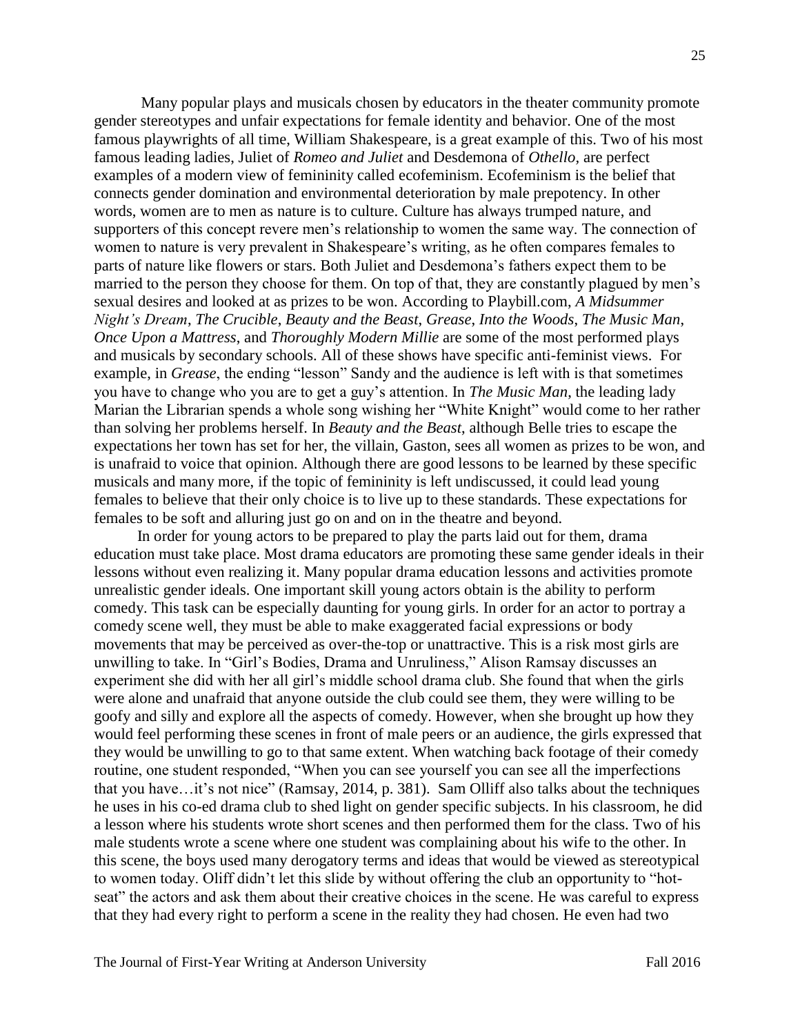Many popular plays and musicals chosen by educators in the theater community promote gender stereotypes and unfair expectations for female identity and behavior. One of the most famous playwrights of all time, William Shakespeare, is a great example of this. Two of his most famous leading ladies, Juliet of *Romeo and Juliet* and Desdemona of *Othello*, are perfect examples of a modern view of femininity called ecofeminism. Ecofeminism is the belief that connects gender domination and environmental deterioration by male prepotency. In other words, women are to men as nature is to culture. Culture has always trumped nature, and supporters of this concept revere men's relationship to women the same way. The connection of women to nature is very prevalent in Shakespeare's writing, as he often compares females to parts of nature like flowers or stars. Both Juliet and Desdemona's fathers expect them to be married to the person they choose for them. On top of that, they are constantly plagued by men's sexual desires and looked at as prizes to be won. According to Playbill.com, *A Midsummer Night's Dream*, *The Crucible*, *Beauty and the Beast*, *Grease*, *Into the Woods*, *The Music Man*, *Once Upon a Mattress*, and *Thoroughly Modern Millie* are some of the most performed plays and musicals by secondary schools. All of these shows have specific anti-feminist views. For example, in *Grease*, the ending "lesson" Sandy and the audience is left with is that sometimes you have to change who you are to get a guy's attention. In *The Music Man*, the leading lady Marian the Librarian spends a whole song wishing her "White Knight" would come to her rather than solving her problems herself. In *Beauty and the Beast*, although Belle tries to escape the expectations her town has set for her, the villain, Gaston, sees all women as prizes to be won, and is unafraid to voice that opinion. Although there are good lessons to be learned by these specific musicals and many more, if the topic of femininity is left undiscussed, it could lead young females to believe that their only choice is to live up to these standards. These expectations for females to be soft and alluring just go on and on in the theatre and beyond.

In order for young actors to be prepared to play the parts laid out for them, drama education must take place. Most drama educators are promoting these same gender ideals in their lessons without even realizing it. Many popular drama education lessons and activities promote unrealistic gender ideals. One important skill young actors obtain is the ability to perform comedy. This task can be especially daunting for young girls. In order for an actor to portray a comedy scene well, they must be able to make exaggerated facial expressions or body movements that may be perceived as over-the-top or unattractive. This is a risk most girls are unwilling to take. In "Girl's Bodies, Drama and Unruliness," Alison Ramsay discusses an experiment she did with her all girl's middle school drama club. She found that when the girls were alone and unafraid that anyone outside the club could see them, they were willing to be goofy and silly and explore all the aspects of comedy. However, when she brought up how they would feel performing these scenes in front of male peers or an audience, the girls expressed that they would be unwilling to go to that same extent. When watching back footage of their comedy routine, one student responded, "When you can see yourself you can see all the imperfections that you have…it's not nice" (Ramsay, 2014, p. 381). Sam Olliff also talks about the techniques he uses in his co-ed drama club to shed light on gender specific subjects. In his classroom, he did a lesson where his students wrote short scenes and then performed them for the class. Two of his male students wrote a scene where one student was complaining about his wife to the other. In this scene, the boys used many derogatory terms and ideas that would be viewed as stereotypical to women today. Oliff didn't let this slide by without offering the club an opportunity to "hot-seat" the actors and ask them about their creative choices in the scene. He was careful to express that they had every right to perform a scene in the reality they had chosen. He even had two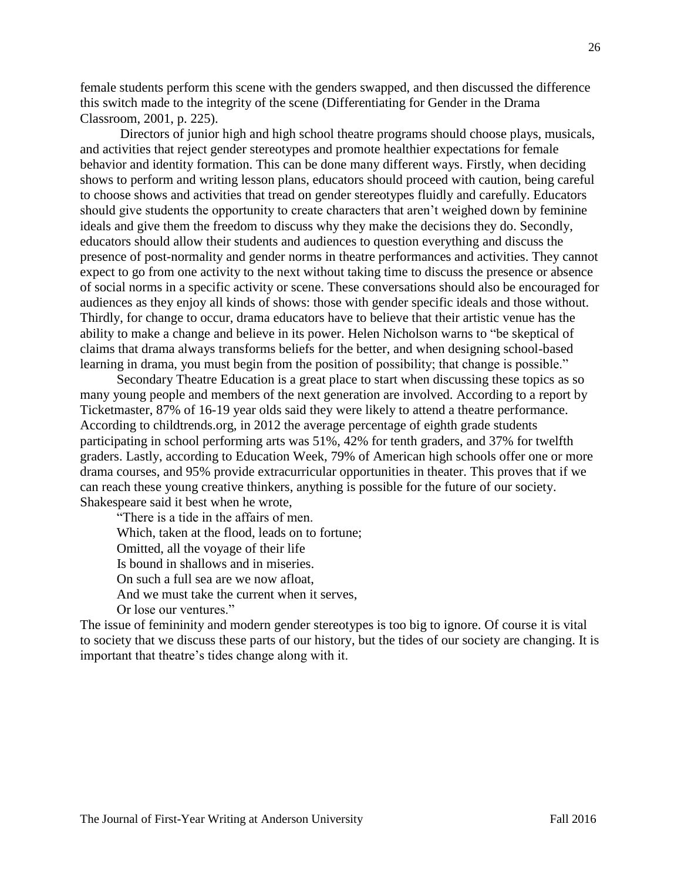female students perform this scene with the genders swapped, and then discussed the difference this switch made to the integrity of the scene (Differentiating for Gender in the Drama Classroom, 2001, p. 225).

Directors of junior high and high school theatre programs should choose plays, musicals, and activities that reject gender stereotypes and promote healthier expectations for female behavior and identity formation. This can be done many different ways. Firstly, when deciding shows to perform and writing lesson plans, educators should proceed with caution, being careful to choose shows and activities that tread on gender stereotypes fluidly and carefully. Educators should give students the opportunity to create characters that aren't weighed down by feminine ideals and give them the freedom to discuss why they make the decisions they do. Secondly, educators should allow their students and audiences to question everything and discuss the presence of post-normality and gender norms in theatre performances and activities. They cannot expect to go from one activity to the next without taking time to discuss the presence or absence of social norms in a specific activity or scene. These conversations should also be encouraged for audiences as they enjoy all kinds of shows: those with gender specific ideals and those without. Thirdly, for change to occur, drama educators have to believe that their artistic venue has the ability to make a change and believe in its power. Helen Nicholson warns to "be skeptical of claims that drama always transforms beliefs for the better, and when designing school-based learning in drama, you must begin from the position of possibility; that change is possible."

Secondary Theatre Education is a great place to start when discussing these topics as so many young people and members of the next generation are involved. According to a report by Ticketmaster, 87% of 16-19 year olds said they were likely to attend a theatre performance. According to childtrends.org, in 2012 the average percentage of eighth grade students participating in school performing arts was 51%, 42% for tenth graders, and 37% for twelfth graders. Lastly, according to Education Week, 79% of American high schools offer one or more drama courses, and 95% provide extracurricular opportunities in theater. This proves that if we can reach these young creative thinkers, anything is possible for the future of our society. Shakespeare said it best when he wrote,

> "There is a tide in the affairs of men.
> Which, taken at the flood, leads on to fortune;
> Omitted, all the voyage of their life
> Is bound in shallows and in miseries.
> On such a full sea are we now afloat,
> And we must take the current when it serves,
> Or lose our ventures."

The issue of femininity and modern gender stereotypes is too big to ignore. Of course it is vital to society that we discuss these parts of our history, but the tides of our society are changing. It is important that theatre's tides change along with it.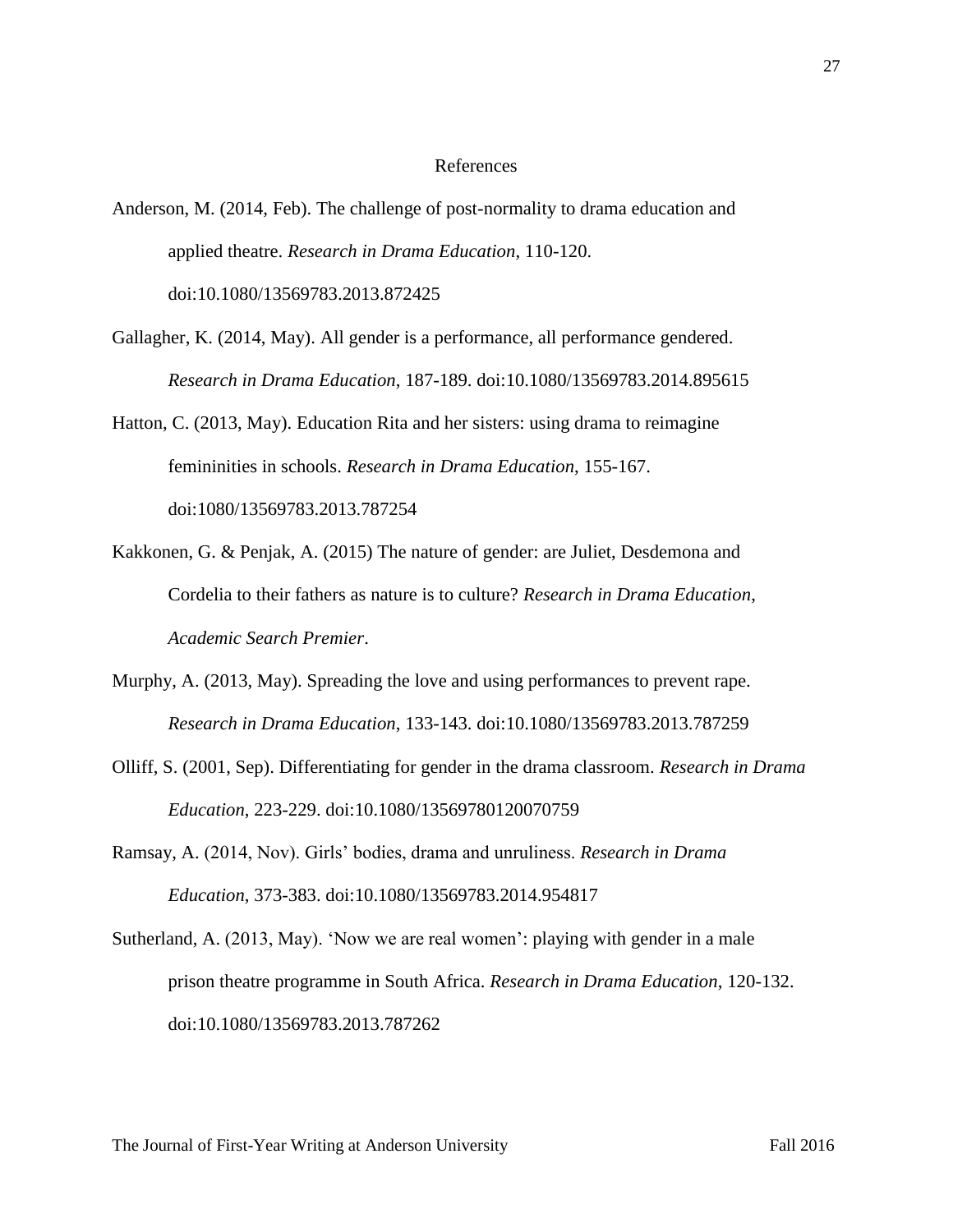# References

Anderson, M. (2014, Feb). The challenge of post-normality to drama education and applied theatre. *Research in Drama Education*, 110-120. doi:10.1080/13569783.2013.872425

Gallagher, K. (2014, May). All gender is a performance, all performance gendered. *Research in Drama Education*, 187-189. doi:10.1080/13569783.2014.895615

Hatton, C. (2013, May). Education Rita and her sisters: using drama to reimagine femininities in schools. *Research in Drama Education*, 155-167. doi:1080/13569783.2013.787254

Kakkonen, G. & Penjak, A. (2015) The nature of gender: are Juliet, Desdemona and Cordelia to their fathers as nature is to culture? *Research in Drama Education*, *Academic Search Premier*.

Murphy, A. (2013, May). Spreading the love and using performances to prevent rape. *Research in Drama Education*, 133-143. doi:10.1080/13569783.2013.787259

Olliff, S. (2001, Sep). Differentiating for gender in the drama classroom. *Research in Drama Education*, 223-229. doi:10.1080/13569780120070759

Ramsay, A. (2014, Nov). Girls' bodies, drama and unruliness. *Research in Drama Education*, 373-383. doi:10.1080/13569783.2014.954817

Sutherland, A. (2013, May). 'Now we are real women': playing with gender in a male prison theatre programme in South Africa. *Research in Drama Education*, 120-132. doi:10.1080/13569783.2013.787262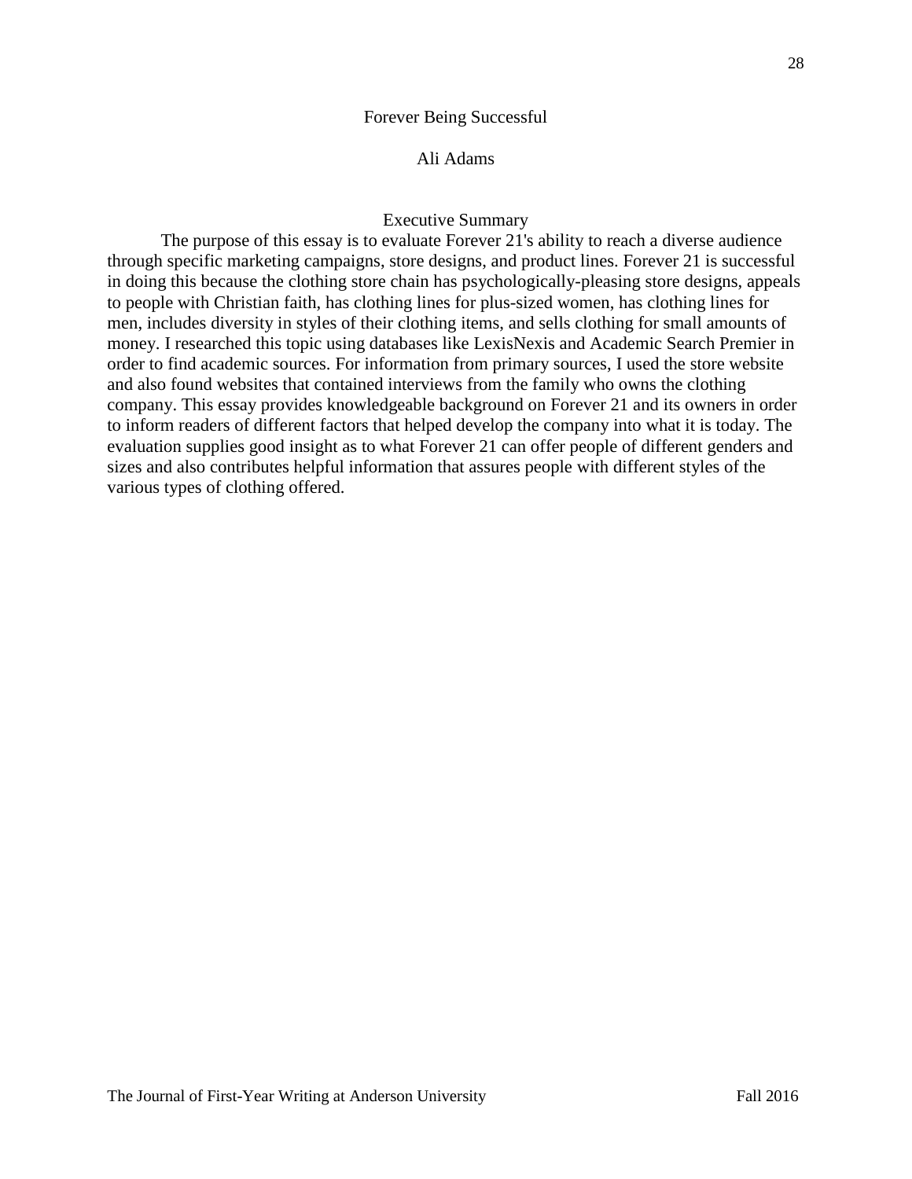# Forever Being Successful

Ali Adams

## Executive Summary

The purpose of this essay is to evaluate Forever 21's ability to reach a diverse audience through specific marketing campaigns, store designs, and product lines. Forever 21 is successful in doing this because the clothing store chain has psychologically-pleasing store designs, appeals to people with Christian faith, has clothing lines for plus-sized women, has clothing lines for men, includes diversity in styles of their clothing items, and sells clothing for small amounts of money. I researched this topic using databases like LexisNexis and Academic Search Premier in order to find academic sources. For information from primary sources, I used the store website and also found websites that contained interviews from the family who owns the clothing company. This essay provides knowledgeable background on Forever 21 and its owners in order to inform readers of different factors that helped develop the company into what it is today. The evaluation supplies good insight as to what Forever 21 can offer people of different genders and sizes and also contributes helpful information that assures people with different styles of the various types of clothing offered.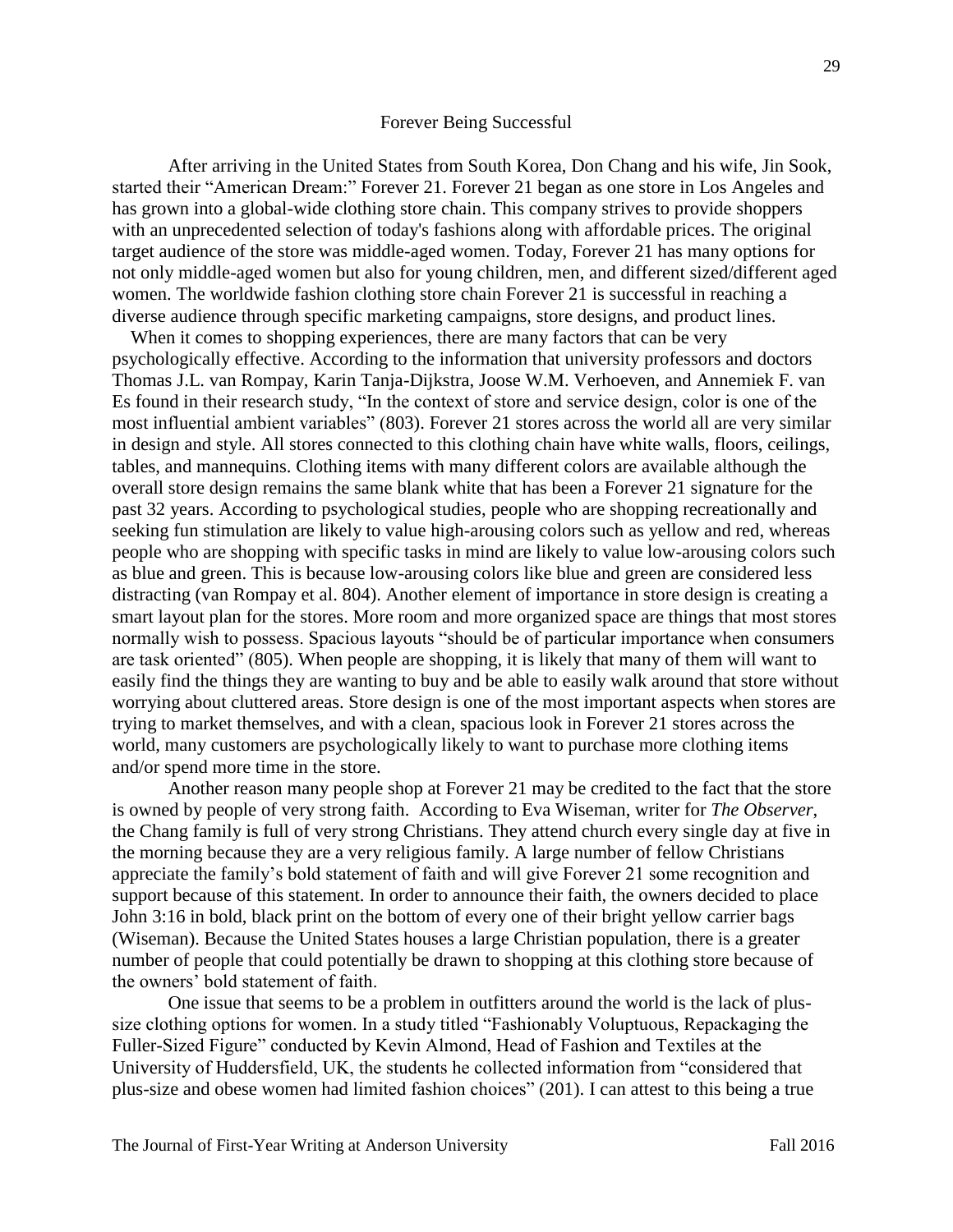## Forever Being Successful

After arriving in the United States from South Korea, Don Chang and his wife, Jin Sook, started their "American Dream:" Forever 21. Forever 21 began as one store in Los Angeles and has grown into a global-wide clothing store chain. This company strives to provide shoppers with an unprecedented selection of today's fashions along with affordable prices. The original target audience of the store was middle-aged women. Today, Forever 21 has many options for not only middle-aged women but also for young children, men, and different sized/different aged women. The worldwide fashion clothing store chain Forever 21 is successful in reaching a diverse audience through specific marketing campaigns, store designs, and product lines.

When it comes to shopping experiences, there are many factors that can be very psychologically effective. According to the information that university professors and doctors Thomas J.L. van Rompay, Karin Tanja-Dijkstra, Joose W.M. Verhoeven, and Annemiek F. van Es found in their research study, "In the context of store and service design, color is one of the most influential ambient variables" (803). Forever 21 stores across the world all are very similar in design and style. All stores connected to this clothing chain have white walls, floors, ceilings, tables, and mannequins. Clothing items with many different colors are available although the overall store design remains the same blank white that has been a Forever 21 signature for the past 32 years. According to psychological studies, people who are shopping recreationally and seeking fun stimulation are likely to value high-arousing colors such as yellow and red, whereas people who are shopping with specific tasks in mind are likely to value low-arousing colors such as blue and green. This is because low-arousing colors like blue and green are considered less distracting (van Rompay et al. 804). Another element of importance in store design is creating a smart layout plan for the stores. More room and more organized space are things that most stores normally wish to possess. Spacious layouts "should be of particular importance when consumers are task oriented" (805). When people are shopping, it is likely that many of them will want to easily find the things they are wanting to buy and be able to easily walk around that store without worrying about cluttered areas. Store design is one of the most important aspects when stores are trying to market themselves, and with a clean, spacious look in Forever 21 stores across the world, many customers are psychologically likely to want to purchase more clothing items and/or spend more time in the store.

Another reason many people shop at Forever 21 may be credited to the fact that the store is owned by people of very strong faith. According to Eva Wiseman, writer for *The Observer*, the Chang family is full of very strong Christians. They attend church every single day at five in the morning because they are a very religious family. A large number of fellow Christians appreciate the family's bold statement of faith and will give Forever 21 some recognition and support because of this statement. In order to announce their faith, the owners decided to place John 3:16 in bold, black print on the bottom of every one of their bright yellow carrier bags (Wiseman). Because the United States houses a large Christian population, there is a greater number of people that could potentially be drawn to shopping at this clothing store because of the owners' bold statement of faith.

One issue that seems to be a problem in outfitters around the world is the lack of plus-size clothing options for women. In a study titled "Fashionably Voluptuous, Repackaging the Fuller-Sized Figure" conducted by Kevin Almond, Head of Fashion and Textiles at the University of Huddersfield, UK, the students he collected information from "considered that plus-size and obese women had limited fashion choices" (201). I can attest to this being a true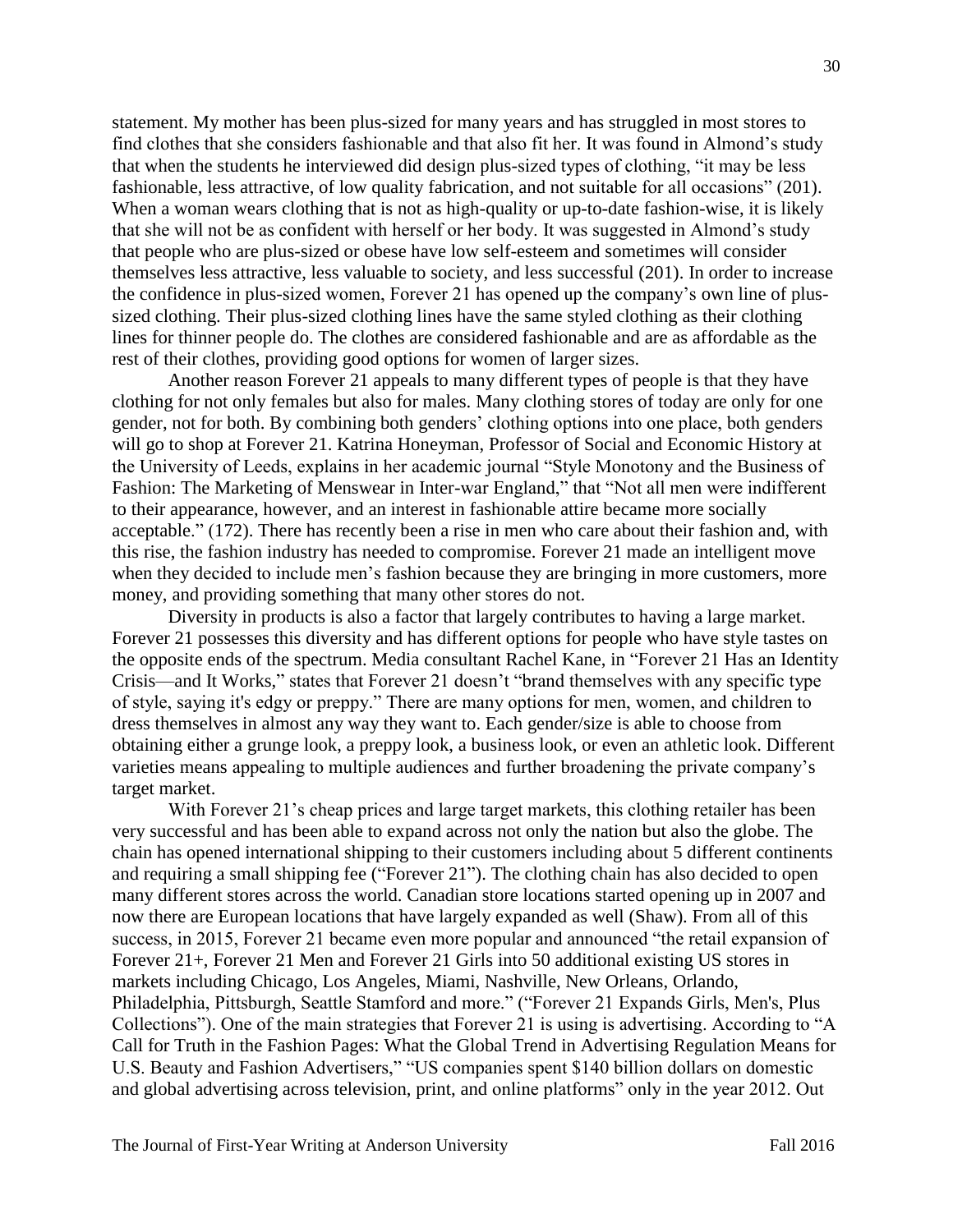statement. My mother has been plus-sized for many years and has struggled in most stores to find clothes that she considers fashionable and that also fit her. It was found in Almond's study that when the students he interviewed did design plus-sized types of clothing, "it may be less fashionable, less attractive, of low quality fabrication, and not suitable for all occasions" (201). When a woman wears clothing that is not as high-quality or up-to-date fashion-wise, it is likely that she will not be as confident with herself or her body. It was suggested in Almond's study that people who are plus-sized or obese have low self-esteem and sometimes will consider themselves less attractive, less valuable to society, and less successful (201). In order to increase the confidence in plus-sized women, Forever 21 has opened up the company's own line of plus-sized clothing. Their plus-sized clothing lines have the same styled clothing as their clothing lines for thinner people do. The clothes are considered fashionable and are as affordable as the rest of their clothes, providing good options for women of larger sizes.

Another reason Forever 21 appeals to many different types of people is that they have clothing for not only females but also for males. Many clothing stores of today are only for one gender, not for both. By combining both genders' clothing options into one place, both genders will go to shop at Forever 21. Katrina Honeyman, Professor of Social and Economic History at the University of Leeds, explains in her academic journal "Style Monotony and the Business of Fashion: The Marketing of Menswear in Inter-war England," that "Not all men were indifferent to their appearance, however, and an interest in fashionable attire became more socially acceptable." (172). There has recently been a rise in men who care about their fashion and, with this rise, the fashion industry has needed to compromise. Forever 21 made an intelligent move when they decided to include men's fashion because they are bringing in more customers, more money, and providing something that many other stores do not.

Diversity in products is also a factor that largely contributes to having a large market. Forever 21 possesses this diversity and has different options for people who have style tastes on the opposite ends of the spectrum. Media consultant Rachel Kane, in "Forever 21 Has an Identity Crisis—and It Works," states that Forever 21 doesn't "brand themselves with any specific type of style, saying it's edgy or preppy." There are many options for men, women, and children to dress themselves in almost any way they want to. Each gender/size is able to choose from obtaining either a grunge look, a preppy look, a business look, or even an athletic look. Different varieties means appealing to multiple audiences and further broadening the private company's target market.

With Forever 21's cheap prices and large target markets, this clothing retailer has been very successful and has been able to expand across not only the nation but also the globe. The chain has opened international shipping to their customers including about 5 different continents and requiring a small shipping fee ("Forever 21"). The clothing chain has also decided to open many different stores across the world. Canadian store locations started opening up in 2007 and now there are European locations that have largely expanded as well (Shaw). From all of this success, in 2015, Forever 21 became even more popular and announced "the retail expansion of Forever 21+, Forever 21 Men and Forever 21 Girls into 50 additional existing US stores in markets including Chicago, Los Angeles, Miami, Nashville, New Orleans, Orlando, Philadelphia, Pittsburgh, Seattle Stamford and more." ("Forever 21 Expands Girls, Men's, Plus Collections"). One of the main strategies that Forever 21 is using is advertising. According to "A Call for Truth in the Fashion Pages: What the Global Trend in Advertising Regulation Means for U.S. Beauty and Fashion Advertisers," "US companies spent $140 billion dollars on domestic and global advertising across television, print, and online platforms" only in the year 2012. Out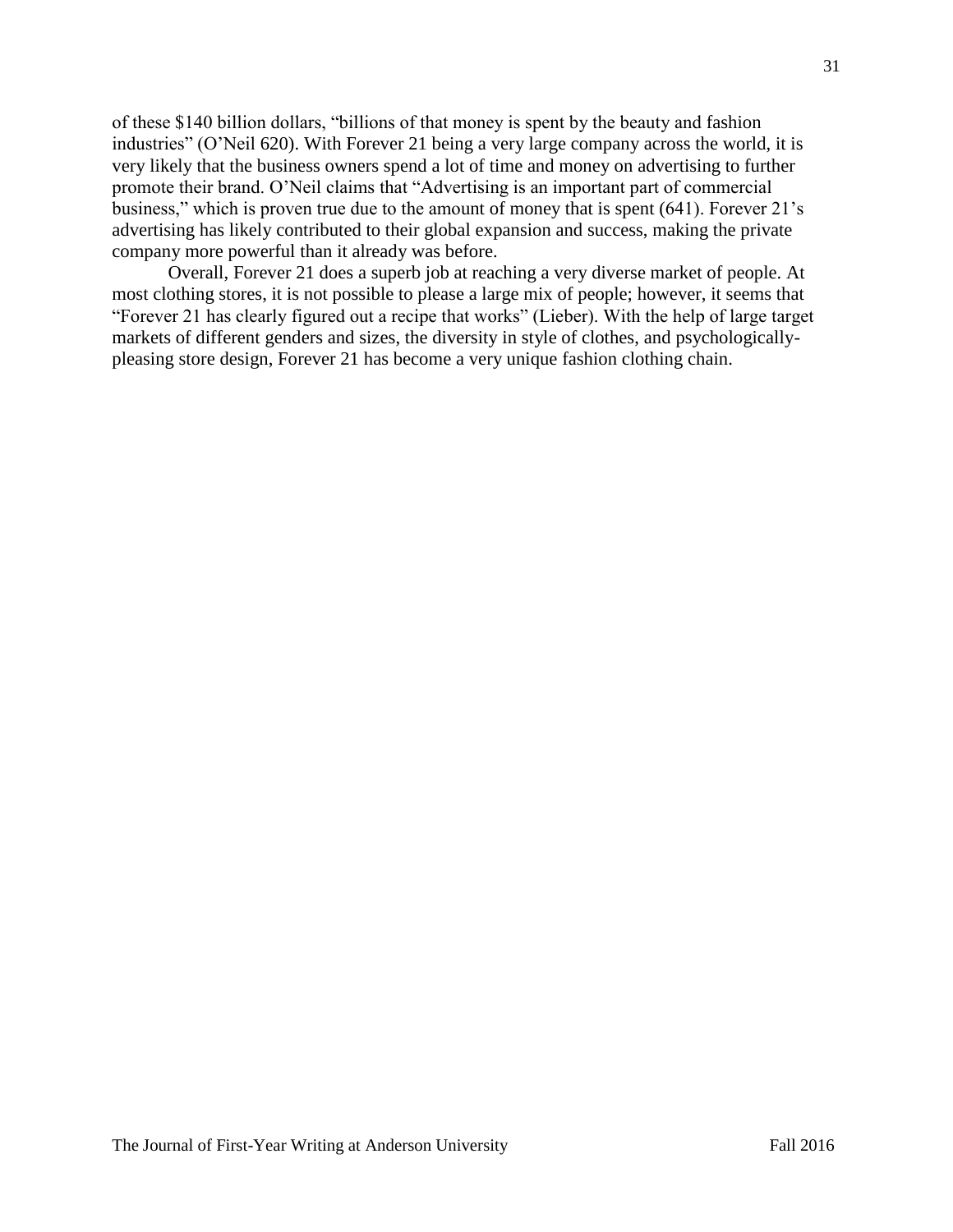of these $140 billion dollars, "billions of that money is spent by the beauty and fashion industries" (O'Neil 620). With Forever 21 being a very large company across the world, it is very likely that the business owners spend a lot of time and money on advertising to further promote their brand. O'Neil claims that "Advertising is an important part of commercial business," which is proven true due to the amount of money that is spent (641). Forever 21's advertising has likely contributed to their global expansion and success, making the private company more powerful than it already was before.

Overall, Forever 21 does a superb job at reaching a very diverse market of people. At most clothing stores, it is not possible to please a large mix of people; however, it seems that "Forever 21 has clearly figured out a recipe that works" (Lieber). With the help of large target markets of different genders and sizes, the diversity in style of clothes, and psychologically-pleasing store design, Forever 21 has become a very unique fashion clothing chain.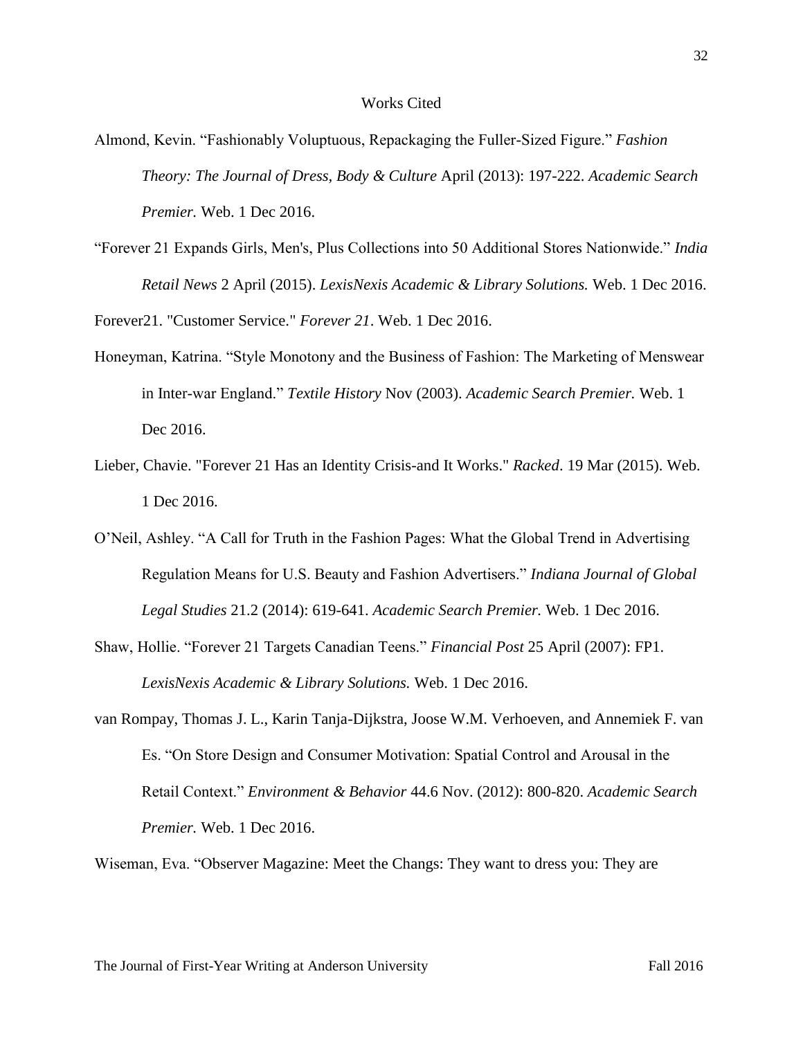## Works Cited

Almond, Kevin. "Fashionably Voluptuous, Repackaging the Fuller-Sized Figure." *Fashion Theory: The Journal of Dress, Body & Culture* April (2013): 197-222. *Academic Search Premier.* Web. 1 Dec 2016.

"Forever 21 Expands Girls, Men's, Plus Collections into 50 Additional Stores Nationwide." *India Retail News* 2 April (2015). *LexisNexis Academic & Library Solutions.* Web. 1 Dec 2016.

Forever21. "Customer Service." *Forever 21*. Web. 1 Dec 2016.

Honeyman, Katrina. "Style Monotony and the Business of Fashion: The Marketing of Menswear in Inter-war England." *Textile History* Nov (2003). *Academic Search Premier.* Web. 1 Dec 2016.

Lieber, Chavie. "Forever 21 Has an Identity Crisis-and It Works." *Racked*. 19 Mar (2015). Web. 1 Dec 2016.

O'Neil, Ashley. "A Call for Truth in the Fashion Pages: What the Global Trend in Advertising Regulation Means for U.S. Beauty and Fashion Advertisers." *Indiana Journal of Global Legal Studies* 21.2 (2014): 619-641. *Academic Search Premier.* Web. 1 Dec 2016.

Shaw, Hollie. "Forever 21 Targets Canadian Teens." *Financial Post* 25 April (2007): FP1. *LexisNexis Academic & Library Solutions.* Web. 1 Dec 2016.

van Rompay, Thomas J. L., Karin Tanja-Dijkstra, Joose W.M. Verhoeven, and Annemiek F. van Es. "On Store Design and Consumer Motivation: Spatial Control and Arousal in the Retail Context." *Environment & Behavior* 44.6 Nov. (2012): 800-820. *Academic Search Premier.* Web. 1 Dec 2016.

Wiseman, Eva. "Observer Magazine: Meet the Changs: They want to dress you: They are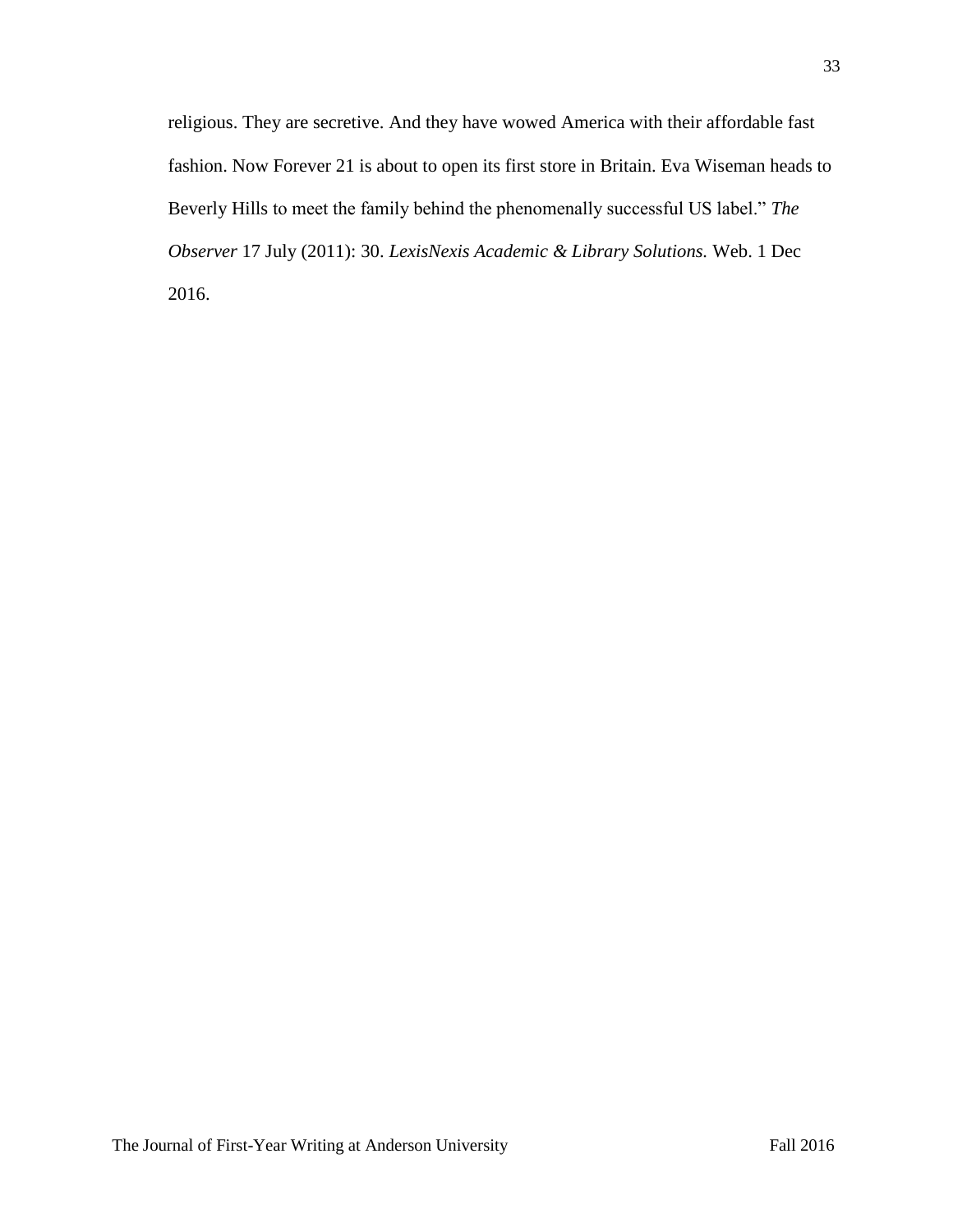religious. They are secretive. And they have wowed America with their affordable fast fashion. Now Forever 21 is about to open its first store in Britain. Eva Wiseman heads to Beverly Hills to meet the family behind the phenomenally successful US label." *The Observer* 17 July (2011): 30. *LexisNexis Academic & Library Solutions.* Web. 1 Dec 2016.